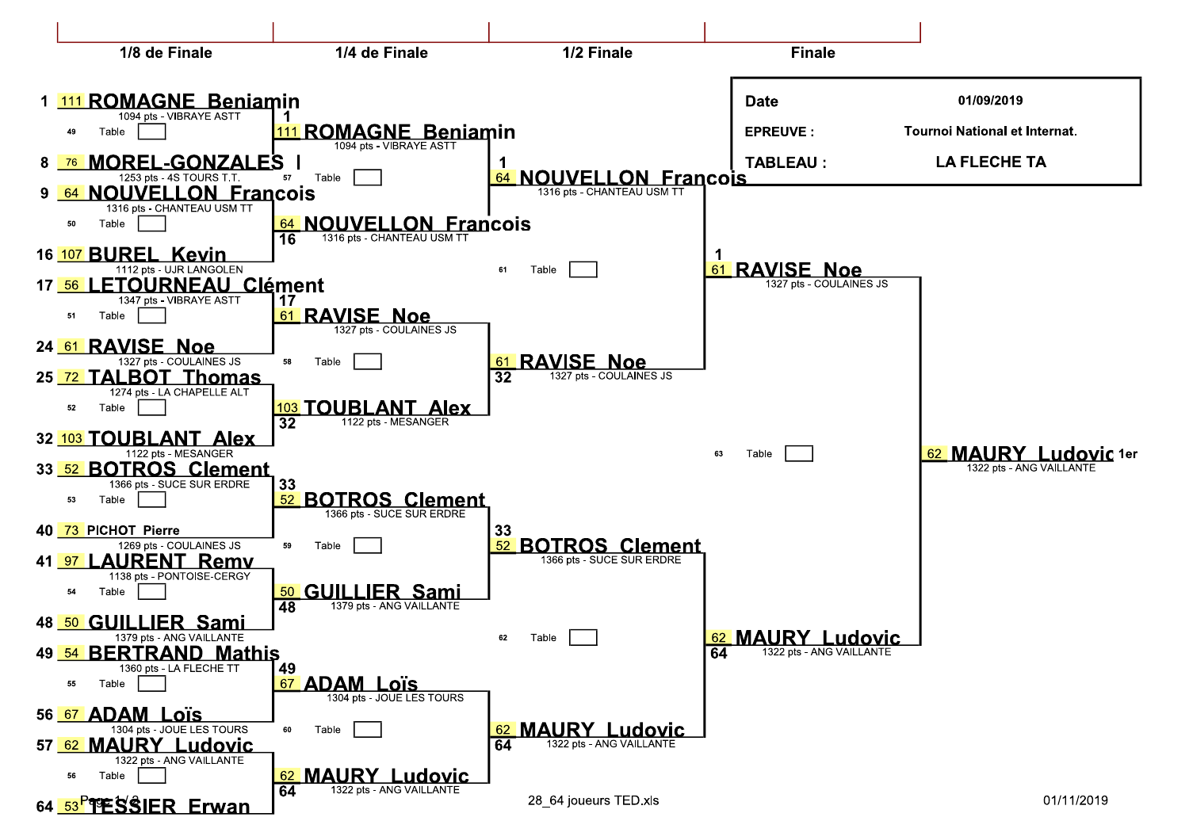| | |
|---|---|
| Date | 01/09/2019 |
| EPREUVE : | Tournoi National et Internat. |
| TABLEAU : | LA FLECHE TA |

## 1/8 de Finale

| Pos. | Dos. | Joueur | Points - Club |
|---|---|---|---|
| 1 | 111 | ROMAGNE Benjamin | 1094 pts - VIBRAYE ASTT |
| 8 | 76 | MOREL-GONZALES I | 1253 pts - 4S TOURS T.T. |
| 9 | 64 | NOUVELLON Francois | 1316 pts - CHANTEAU USM TT |
| 16 | 107 | BUREL Kevin | 1112 pts - UJR LANGOLEN |
| 17 | 56 | LETOURNEAU Clément | 1347 pts - VIBRAYE ASTT |
| 24 | 61 | RAVISE Noe | 1327 pts - COULAINES JS |
| 25 | 72 | TALBOT Thomas | 1274 pts - LA CHAPELLE ALT |
| 32 | 103 | TOUBLANT Alex | 1122 pts - MESANGER |
| 33 | 52 | BOTROS Clement | 1366 pts - SUCE SUR ERDRE |
| 40 | 73 | PICHOT Pierre | 1269 pts - COULAINES JS |
| 41 | 97 | LAURENT Remy | 1138 pts - PONTOISE-CERGY |
| 48 | 50 | GUILLIER Sami | 1379 pts - ANG VAILLANTE |
| 49 | 54 | BERTRAND Mathis | 1360 pts - LA FLECHE TT |
| 56 | 67 | ADAM Loïs | 1304 pts - JOUE LES TOURS |
| 57 | 62 | MAURY Ludovic | 1322 pts - ANG VAILLANTE |
| 64 | 53 | TESSIER Erwan | |

Tables : 49, 50, 51, 52, 53, 54, 55, 56

## 1/4 de Finale

| Pos. | Dos. | Joueur | Points - Club |
|---|---|---|---|
| 1 | 111 | ROMAGNE Benjamin | 1094 pts - VIBRAYE ASTT |
| 16 | 64 | NOUVELLON Francois | 1316 pts - CHANTEAU USM TT |
| 17 | 61 | RAVISE Noe | 1327 pts - COULAINES JS |
| 32 | 103 | TOUBLANT Alex | 1122 pts - MESANGER |
| 33 | 52 | BOTROS Clement | 1366 pts - SUCE SUR ERDRE |
| 48 | 50 | GUILLIER Sami | 1379 pts - ANG VAILLANTE |
| 49 | 67 | ADAM Loïs | 1304 pts - JOUE LES TOURS |
| 64 | 62 | MAURY Ludovic | 1322 pts - ANG VAILLANTE |

Tables : 57, 58, 59, 60

## 1/2 Finale

| Pos. | Dos. | Joueur | Points - Club |
|---|---|---|---|
| 1 | 64 | NOUVELLON Francois | 1316 pts - CHANTEAU USM TT |
| 32 | 61 | RAVISE Noe | 1327 pts - COULAINES JS |
| 33 | 52 | BOTROS Clement | 1366 pts - SUCE SUR ERDRE |
| 64 | 62 | MAURY Ludovic | 1322 pts - ANG VAILLANTE |

Tables : 61, 62

## Finale

| Pos. | Dos. | Joueur | Points - Club |
|---|---|---|---|
| 1 | 61 | RAVISE Noe | 1327 pts - COULAINES JS |
| 64 | 62 | MAURY Ludovic | 1322 pts - ANG VAILLANTE |

Table : 63

**1er : 62 MAURY Ludovic** - 1322 pts - ANG VAILLANTE

28_64 joueurs TED.xls — 01/11/2019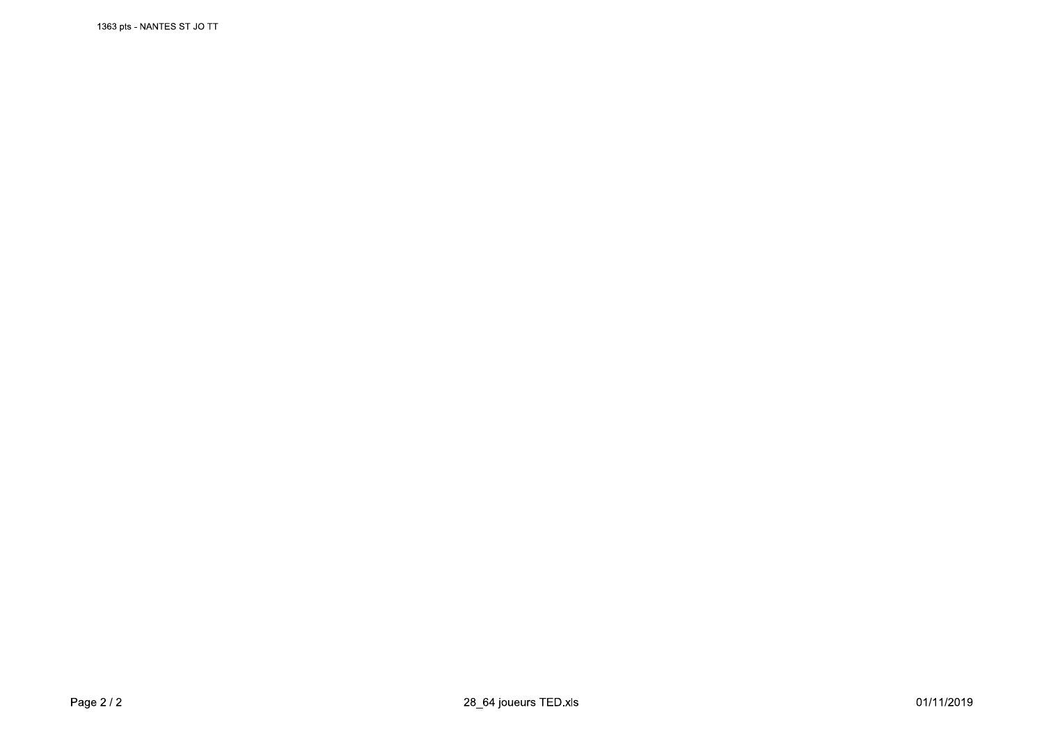1363 pts - NANTES ST JO TT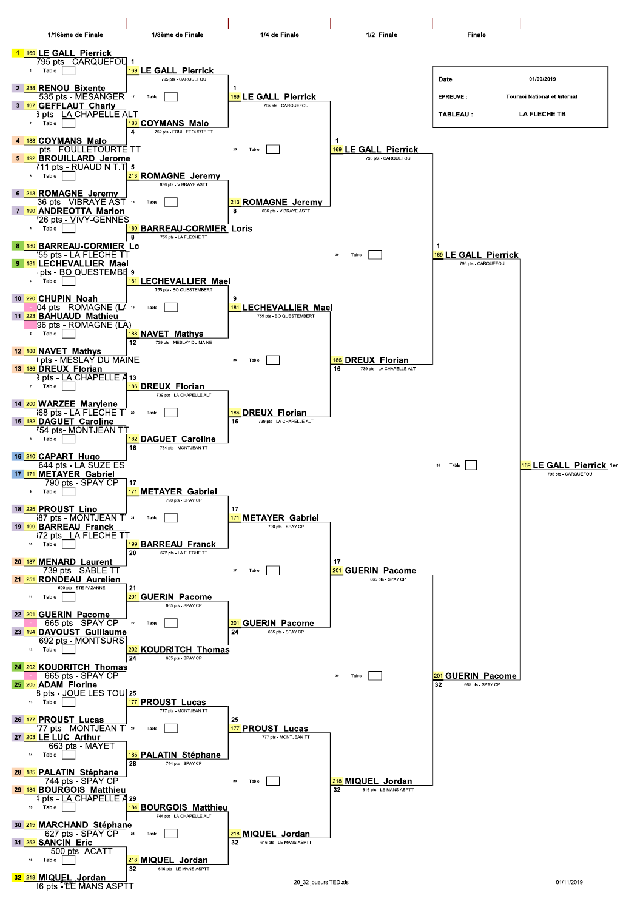| Date | 01/09/2019 |
|---|---|
| EPREUVE : | Tournoi National et internat. |
| TABLEAU : | LA FLECHE TB |

## 1/16ème de Finale

| Seed | No | Joueur | Points - Club | Table |
|---|---|---|---|---|
| 1 | 169 | LE GALL Pierrick | 795 pts - CARQUEFOU | 1 |
| 2 | 238 | RENOU Bixente | 535 pts - MESANGER | |
| 3 | 197 | GEFFLAUT Charly | 5 pts - LA CHAPELLE ALT | 2 |
| 4 | 183 | COYMANS Malo | pts - FOULLETOURTE TT | |
| 5 | 192 | BROUILLARD Jerome | 711 pts - RUAUDIN T.T | 3 |
| 6 | 213 | ROMAGNE Jeremy | 36 pts - VIBRAYE AST | |
| 7 | 190 | ANDREOTTA Marion | 726 pts - VIVY-GENNES | 4 |
| 8 | 180 | BARREAU-CORMIER Lo | 755 pts - LA FLECHE TT | |
| 9 | 181 | LECHEVALLIER Mael | pts - BO QUESTEMBE | 5 |
| 10 | 220 | CHUPIN Noah | 04 pts - ROMAGNE (LA | |
| 11 | 223 | BAHUAUD Mathieu | 96 pts - ROMAGNE (LA) | 6 |
| 12 | 188 | NAVET Mathys | pts - MESLAY DU MAINE | |
| 13 | 186 | DREUX Florian | 9 pts - LA CHAPELLE A | 7 |
| 14 | 200 | WARZEE Marylene | 68 pts - LA FLECHE T | |
| 15 | 182 | DAGUET Caroline | 754 pts- MONTJEAN TT | 8 |
| 16 | 210 | CAPART Hugo | 644 pts - LA SUZE ES | |
| 17 | 171 | METAYER Gabriel | 790 pts - SPAY CP | 9 |
| 18 | 225 | PROUST Lino | 87 pts - MONTJEAN T | |
| 19 | 199 | BARREAU Franck | 672 pts - LA FLECHE TT | 10 |
| 20 | 187 | MENARD Laurent | 739 pts - SABLE TT | |
| 21 | 251 | RONDEAU Aurelien | 500 pts - STE PAZANNE | 11 |
| 22 | 201 | GUERIN Pacome | 665 pts - SPAY CP | |
| 23 | 194 | DAVOUST Guillaume | 692 pts - MONTSURS | 12 |
| 24 | 202 | KOUDRITCH Thomas | 665 pts - SPAY CP | |
| 25 | 205 | ADAM Florine | 8 pts - JOUE LES TOU | 13 |
| 26 | 177 | PROUST Lucas | 777 pts - MONTJEAN T | |
| 27 | 203 | LE LUC Arthur | 663 pts - MAYET | 14 |
| 28 | 185 | PALATIN Stéphane | 744 pts - SPAY CP | |
| 29 | 184 | BOURGOIS Matthieu | 4 pts - LA CHAPELLE A | 15 |
| 30 | 215 | MARCHAND Stéphane | 627 pts - SPAY CP | |
| 31 | 252 | SANCIN Eric | 500 pts- ACATT | 16 |
| 32 | 218 | MIQUEL Jordan | 16 pts - LE MANS ASPTT | |

## 1/8ème de Finale

| Seed | No | Joueur | Points - Club | Table |
|---|---|---|---|---|
| 1 | 169 | LE GALL Pierrick | 795 pts - CARQUEFOU | 17 |
| 4 | 183 | COYMANS Malo | 752 pts - FOULLETOURTE TT | |
| 5 | 213 | ROMAGNE Jeremy | 636 pts - VIBRAYE ASTT | 18 |
| 8 | 180 | BARREAU-CORMIER Loris | 755 pts - LA FLECHE TT | |
| 9 | 181 | LECHEVALLIER Mael | 755 pts - BO QUESTEMBERT | 19 |
| 12 | 188 | NAVET Mathys | 739 pts - MESLAY DU MAINE | |
| 13 | 186 | DREUX Florian | 739 pts - LA CHAPELLE ALT | 20 |
| 16 | 182 | DAGUET Caroline | 754 pts - MONTJEAN TT | |
| 17 | 171 | METAYER Gabriel | 790 pts - SPAY CP | 21 |
| 20 | 199 | BARREAU Franck | 672 pts - LA FLECHE TT | |
| 21 | 201 | GUERIN Pacome | 665 pts - SPAY CP | 22 |
| 24 | 202 | KOUDRITCH Thomas | 665 pts - SPAY CP | |
| 25 | 177 | PROUST Lucas | 777 pts - MONTJEAN TT | 23 |
| 28 | 185 | PALATIN Stéphane | 744 pts - SPAY CP | |
| 29 | 184 | BOURGOIS Matthieu | 744 pts - LA CHAPELLE ALT | 24 |
| 32 | 218 | MIQUEL Jordan | 616 pts - LE MANS ASPTT | |

## 1/4 de Finale

| Seed | No | Joueur | Points - Club | Table |
|---|---|---|---|---|
| 1 | 169 | LE GALL Pierrick | 795 pts - CARQUEFOU | 25 |
| 8 | 213 | ROMAGNE Jeremy | 636 pts - VIBRAYE ASTT | |
| 9 | 181 | LECHEVALLIER Mael | 755 pts - BO QUESTEMBERT | 26 |
| 16 | 186 | DREUX Florian | 739 pts - LA CHAPELLE ALT | |
| 17 | 171 | METAYER Gabriel | 790 pts - SPAY CP | 27 |
| 24 | 201 | GUERIN Pacome | 665 pts - SPAY CP | |
| 25 | 177 | PROUST Lucas | 777 pts - MONTJEAN TT | 28 |
| 32 | 218 | MIQUEL Jordan | 616 pts - LE MANS ASPTT | |

## 1/2 Finale

| Seed | No | Joueur | Points - Club | Table |
|---|---|---|---|---|
| 1 | 169 | LE GALL Pierrick | 795 pts - CARQUEFOU | 29 |
| 16 | 186 | DREUX Florian | 739 pts - LA CHAPELLE ALT | |
| 17 | 201 | GUERIN Pacome | 665 pts - SPAY CP | 30 |
| 32 | 218 | MIQUEL Jordan | 616 pts - LE MANS ASPTT | |

## Finale

| Seed | No | Joueur | Points - Club | Table |
|---|---|---|---|---|
| 1 | 169 | LE GALL Pierrick | 795 pts - CARQUEFOU | 31 |
| 32 | 201 | GUERIN Pacome | 665 pts - SPAY CP | |

**Vainqueur :** 169 LE GALL Pierrick 1er — 795 pts - CARQUEFOU

20_32 joueurs TED.xls — 01/11/2019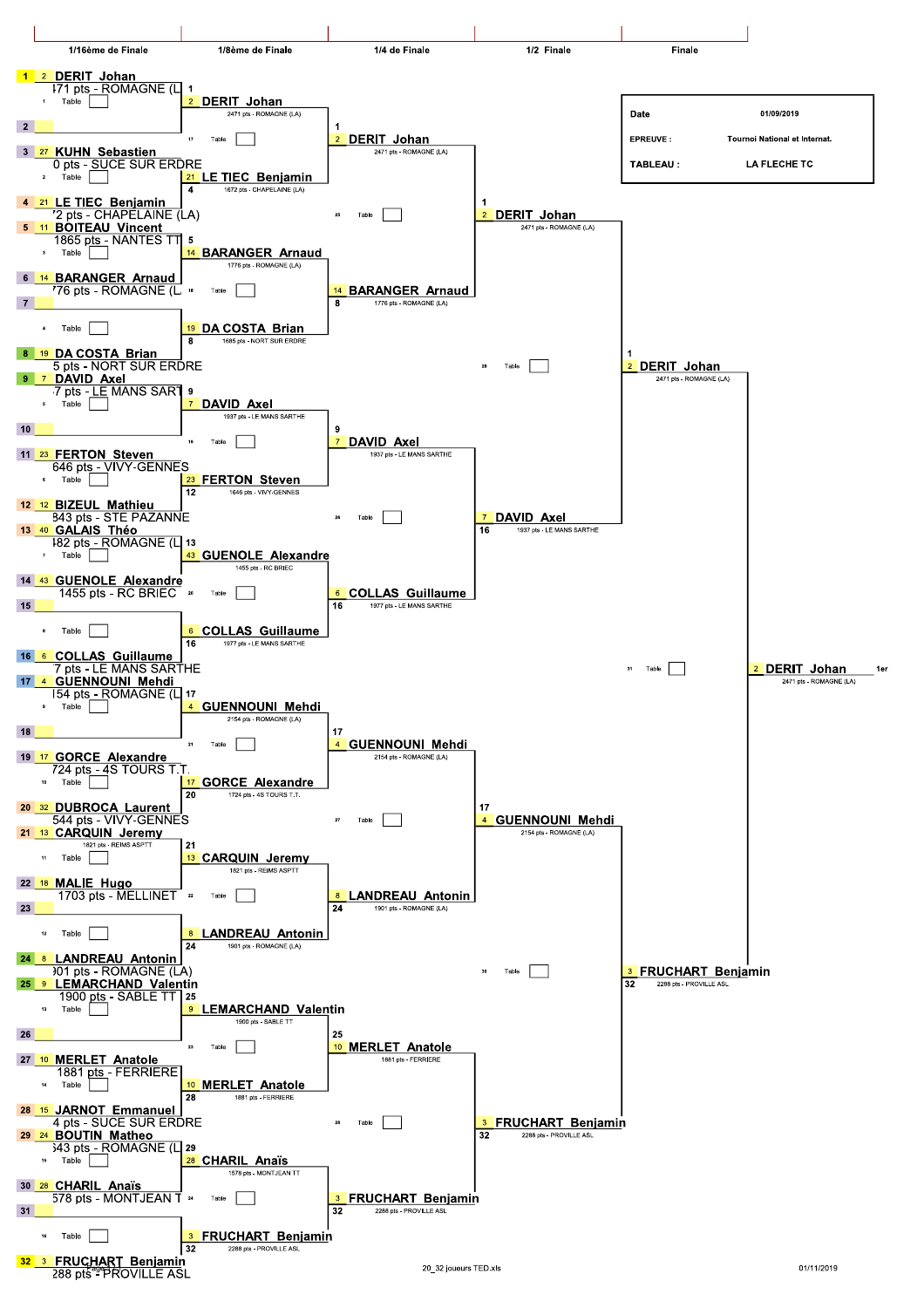| 1/16ème de Finale | 1/8ème de Finale | 1/4 de Finale | 1/2 Finale | Finale |
|---|---|---|---|---|

| Date | 01/09/2019 |
|---|---|
| EPREUVE : | Tournoi National et internat. |
| TABLEAU : | LA FLECHE TC |

## 1/16ème de Finale

| Pos | N° | Joueur | Points - Club | Table |
|---|---|---|---|---|
| 1 | 2 | DERIT Johan | 471 pts - ROMAGNE (L | 1 |
| 2 | | | | |
| 3 | 27 | KUHN Sebastien | 0 pts - SUCE SUR ERDRE | 2 |
| 4 | 21 | LE TIEC Benjamin | 2 pts - CHAPELAINE (LA) | |
| 5 | 11 | BOITEAU Vincent | 1865 pts - NANTES TT | 3 |
| 6 | 14 | BARANGER Arnaud | 76 pts - ROMAGNE (L | |
| 7 | | | | 4 |
| 8 | 19 | DA COSTA Brian | 5 pts - NORT SUR ERDRE | |
| 9 | 7 | DAVID Axel | 7 pts - LE MANS SART | 5 |
| 10 | | | | |
| 11 | 23 | FERTON Steven | 646 pts - VIVY-GENNES | 6 |
| 12 | 12 | BIZEUL Mathieu | 843 pts - STE PAZANNE | |
| 13 | 40 | GALAIS Théo | 482 pts - ROMAGNE (L | 7 |
| 14 | 43 | GUENOLE Alexandre | 1455 pts - RC BRIEC | |
| 15 | | | | 8 |
| 16 | 6 | COLLAS Guillaume | 7 pts - LE MANS SARTHE | |
| 17 | 4 | GUENNOUNI Mehdi | 54 pts - ROMAGNE (L | 9 |
| 18 | | | | |
| 19 | 17 | GORCE Alexandre | 724 pts - 4S TOURS T.T. | 10 |
| 20 | 32 | DUBROCA Laurent | 544 pts - VIVY-GENNES | |
| 21 | 13 | CARQUIN Jeremy | 1821 pts - REIMS ASPTT | 11 |
| 22 | 18 | MALIE Hugo | 1703 pts - MELLINET | |
| 23 | | | | 12 |
| 24 | 8 | LANDREAU Antonin | 01 pts - ROMAGNE (LA) | |
| 25 | 9 | LEMARCHAND Valentin | 1900 pts - SABLE TT | 13 |
| 26 | | | | |
| 27 | 10 | MERLET Anatole | 1881 pts - FERRIERE | 14 |
| 28 | 15 | JARNOT Emmanuel | 4 pts - SUCE SUR ERDRE | |
| 29 | 24 | BOUTIN Matheo | 43 pts - ROMAGNE (L | 15 |
| 30 | 28 | CHARIL Anaïs | 578 pts - MONTJEAN T | |
| 31 | | | | 16 |
| 32 | 3 | FRUCHART Benjamin | 288 pts - PROVILLE ASL | |

## 1/8ème de Finale

| Pos | N° | Joueur | Points - Club | Table |
|---|---|---|---|---|
| 1 | 2 | DERIT Johan | 2471 pts - ROMAGNE (LA) | 17 |
| 4 | 21 | LE TIEC Benjamin | 1672 pts - CHAPELAINE (LA) | |
| 5 | 14 | BARANGER Arnaud | 1776 pts - ROMAGNE (LA) | 18 |
| 8 | 19 | DA COSTA Brian | 1685 pts - NORT SUR ERDRE | |
| 9 | 7 | DAVID Axel | 1937 pts - LE MANS SARTHE | 19 |
| 12 | 23 | FERTON Steven | 1646 pts - VIVY-GENNES | |
| 13 | 43 | GUENOLE Alexandre | 1455 pts - RC BRIEC | 20 |
| 16 | 6 | COLLAS Guillaume | 1977 pts - LE MANS SARTHE | |
| 17 | 4 | GUENNOUNI Mehdi | 2154 pts - ROMAGNE (LA) | 21 |
| 20 | 17 | GORCE Alexandre | 1724 pts - 4S TOURS T.T. | |
| 21 | 13 | CARQUIN Jeremy | 1821 pts - REIMS ASPTT | 22 |
| 24 | 8 | LANDREAU Antonin | 1901 pts - ROMAGNE (LA) | |
| 25 | 9 | LEMARCHAND Valentin | 1900 pts - SABLE TT | 23 |
| 28 | 10 | MERLET Anatole | 1881 pts - FERRIERE | |
| 29 | 28 | CHARIL Anaïs | 1578 pts - MONTJEAN TT | 24 |
| 32 | 3 | FRUCHART Benjamin | 2288 pts - PROVILLE ASL | |

## 1/4 de Finale

| Pos | N° | Joueur | Points - Club | Table |
|---|---|---|---|---|
| 1 | 2 | DERIT Johan | 2471 pts - ROMAGNE (LA) | 25 |
| 8 | 14 | BARANGER Arnaud | 1776 pts - ROMAGNE (LA) | |
| 9 | 7 | DAVID Axel | 1937 pts - LE MANS SARTHE | 26 |
| 16 | 6 | COLLAS Guillaume | 1977 pts - LE MANS SARTHE | |
| 17 | 4 | GUENNOUNI Mehdi | 2154 pts - ROMAGNE (LA) | 27 |
| 24 | 8 | LANDREAU Antonin | 1901 pts - ROMAGNE (LA) | |
| 25 | 10 | MERLET Anatole | 1881 pts - FERRIERE | 28 |
| 32 | 3 | FRUCHART Benjamin | 2288 pts - PROVILLE ASL | |

## 1/2 Finale

| Pos | N° | Joueur | Points - Club | Table |
|---|---|---|---|---|
| 1 | 2 | DERIT Johan | 2471 pts - ROMAGNE (LA) | 29 |
| 16 | 7 | DAVID Axel | 1937 pts - LE MANS SARTHE | |
| 17 | 4 | GUENNOUNI Mehdi | 2154 pts - ROMAGNE (LA) | 30 |
| 32 | 3 | FRUCHART Benjamin | 2288 pts - PROVILLE ASL | |

## Finale

| Pos | N° | Joueur | Points - Club | Table |
|---|---|---|---|---|
| 1 | 2 | DERIT Johan | 2471 pts - ROMAGNE (LA) | 31 |
| 32 | 3 | FRUCHART Benjamin | 2288 pts - PROVILLE ASL | |

## Vainqueur

2 DERIT Johan — 2471 pts - ROMAGNE (LA) — 1er

20_32 joueurs TED.xls — 01/11/2019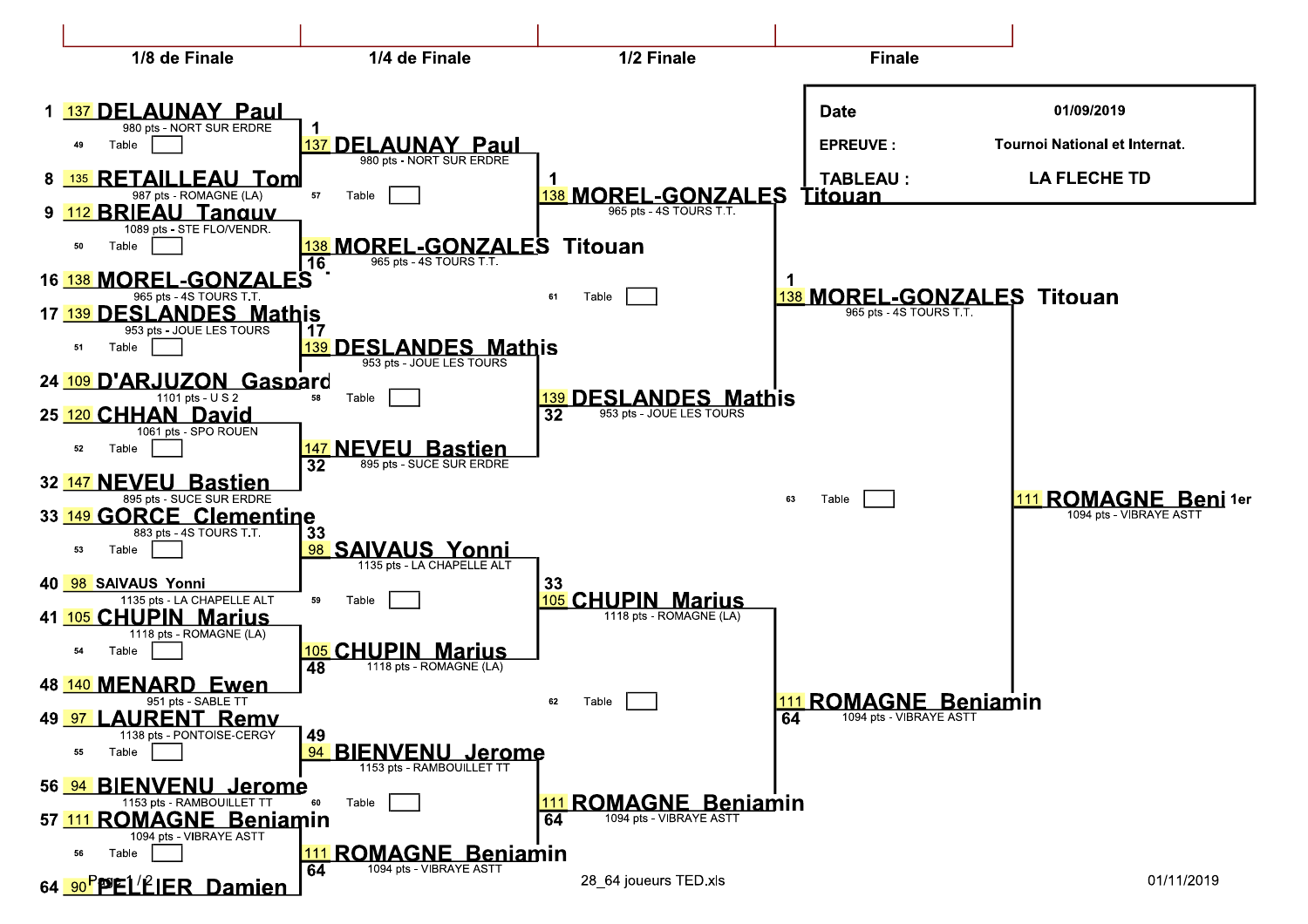| Date | 01/09/2019 |
|---|---|
| EPREUVE : | Tournoi National et Internat. |
| TABLEAU : | LA FLECHE TD |

## 1/8 de Finale

| Pos | Rang | Joueur | Points - Club | Table |
|---|---|---|---|---|
| 1 | 137 | DELAUNAY Paul | 980 pts - NORT SUR ERDRE | 49 |
| 8 | 135 | RETAILLEAU Tom | 987 pts - ROMAGNE (LA) | |
| 9 | 112 | BRIEAU Tanguy | 1089 pts - STE FLO/VENDR. | 50 |
| 16 | 138 | MOREL-GONZALES | 965 pts - 4S TOURS T.T. | |
| 17 | 139 | DESLANDES Mathis | 953 pts - JOUE LES TOURS | 51 |
| 24 | 109 | D'ARJUZON Gaspard | 1101 pts - U S 2 | |
| 25 | 120 | CHHAN David | 1061 pts - SPO ROUEN | 52 |
| 32 | 147 | NEVEU Bastien | 895 pts - SUCE SUR ERDRE | |
| 33 | 149 | GORCE Clementine | 883 pts - 4S TOURS T.T. | 53 |
| 40 | 98 | SAIVAUS Yonni | 1135 pts - LA CHAPELLE ALT | |
| 41 | 105 | CHUPIN Marius | 1118 pts - ROMAGNE (LA) | 54 |
| 48 | 140 | MENARD Ewen | 951 pts - SABLE TT | |
| 49 | 97 | LAURENT Remy | 1138 pts - PONTOISE-CERGY | 55 |
| 56 | 94 | BIENVENU Jerome | 1153 pts - RAMBOUILLET TT | |
| 57 | 111 | ROMAGNE Benjamin | 1094 pts - VIBRAYE ASTT | 56 |
| 64 | 90 | PELLIER Damien | | |

## 1/4 de Finale

| Pos | Rang | Joueur | Points - Club | Table |
|---|---|---|---|---|
| 1 | 137 | DELAUNAY Paul | 980 pts - NORT SUR ERDRE | 57 |
| 16 | 138 | MOREL-GONZALES Titouan | 965 pts - 4S TOURS T.T. | |
| 17 | 139 | DESLANDES Mathis | 953 pts - JOUE LES TOURS | 58 |
| 32 | 147 | NEVEU Bastien | 895 pts - SUCE SUR ERDRE | |
| 33 | 98 | SAIVAUS Yonni | 1135 pts - LA CHAPELLE ALT | 59 |
| 48 | 105 | CHUPIN Marius | 1118 pts - ROMAGNE (LA) | |
| 49 | 94 | BIENVENU Jerome | 1153 pts - RAMBOUILLET TT | 60 |
| 64 | 111 | ROMAGNE Benjamin | 1094 pts - VIBRAYE ASTT | |

## 1/2 Finale

| Pos | Rang | Joueur | Points - Club | Table |
|---|---|---|---|---|
| 1 | 138 | MOREL-GONZALES Titouan | 965 pts - 4S TOURS T.T. | 61 |
| 32 | 139 | DESLANDES Mathis | 953 pts - JOUE LES TOURS | |
| 33 | 105 | CHUPIN Marius | 1118 pts - ROMAGNE (LA) | 62 |
| 64 | 111 | ROMAGNE Benjamin | 1094 pts - VIBRAYE ASTT | |

## Finale

| Pos | Rang | Joueur | Points - Club | Table |
|---|---|---|---|---|
| 1 | 138 | MOREL-GONZALES Titouan | 965 pts - 4S TOURS T.T. | 63 |
| 64 | 111 | ROMAGNE Benjamin | 1094 pts - VIBRAYE ASTT | |

**1er** : 111 ROMAGNE Beni — 1094 pts - VIBRAYE ASTT

28_64 joueurs TED.xls — 01/11/2019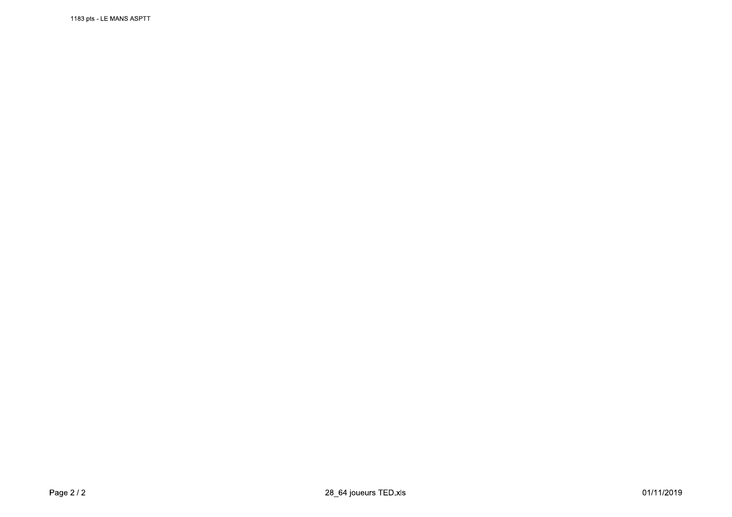1183 pts - LE MANS ASPTT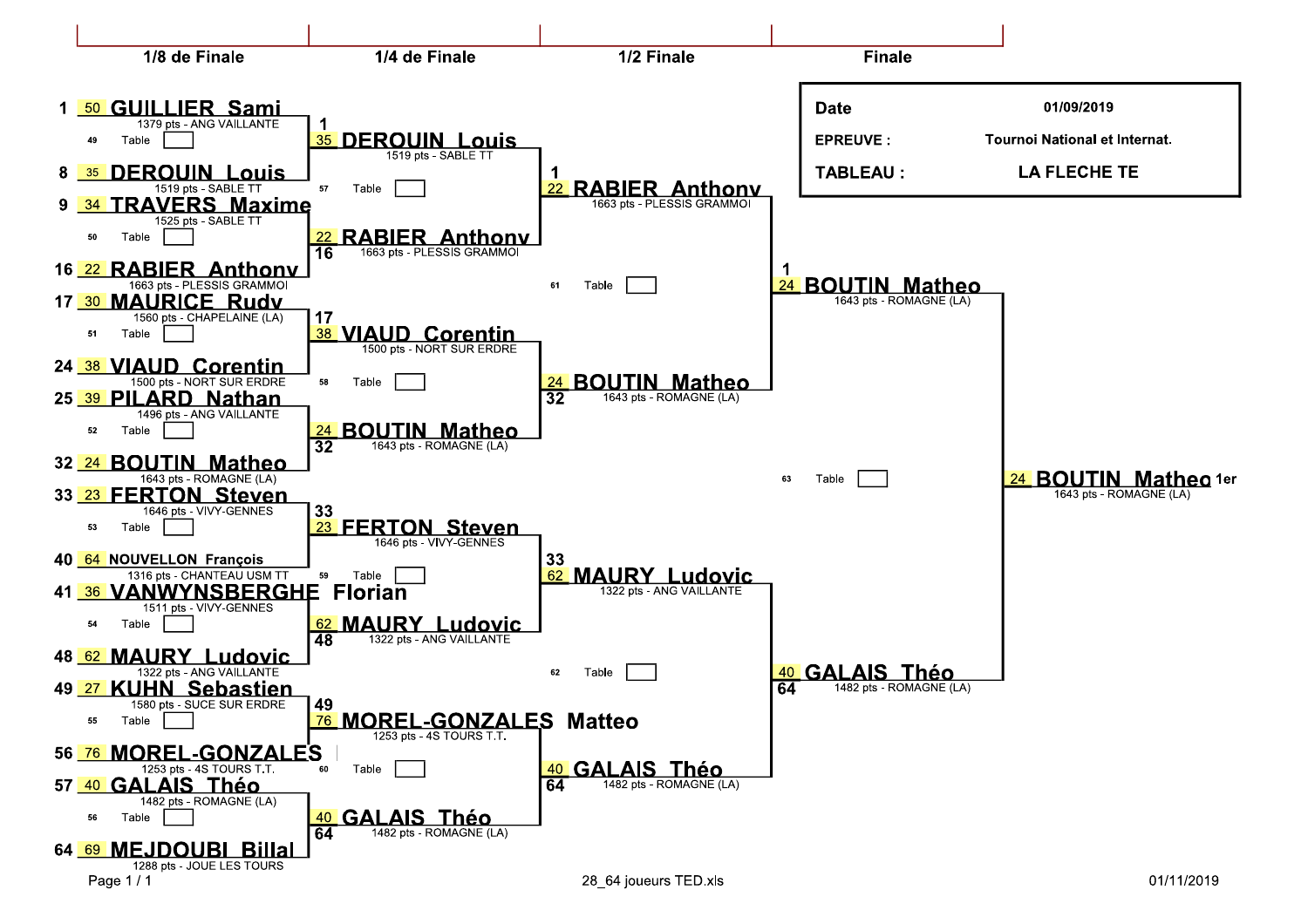| 1/8 de Finale | 1/4 de Finale | 1/2 Finale | Finale |
|---|---|---|---|

| Date | 01/09/2019 |
|---|---|
| EPREUVE : | Tournoi National et Internat. |
| TABLEAU : | LA FLECHE TE |

## 1/8 de Finale

| Seed | Rank | Player | Points - Club | Match | Table |
|---|---|---|---|---|---|
| 1 | 50 | GUILLIER Sami | 1379 pts - ANG VAILLANTE | 49 | Table |
| 8 | 35 | DEROUIN Louis | 1519 pts - SABLE TT | | |
| 9 | 34 | TRAVERS Maxime | 1525 pts - SABLE TT | 50 | Table |
| 16 | 22 | RABIER Anthony | 1663 pts - PLESSIS GRAMMOI | | |
| 17 | 30 | MAURICE Rudy | 1560 pts - CHAPELAINE (LA) | 51 | Table |
| 24 | 38 | VIAUD Corentin | 1500 pts - NORT SUR ERDRE | | |
| 25 | 39 | PILARD Nathan | 1496 pts - ANG VAILLANTE | 52 | Table |
| 32 | 24 | BOUTIN Matheo | 1643 pts - ROMAGNE (LA) | | |
| 33 | 23 | FERTON Steven | 1646 pts - VIVY-GENNES | 53 | Table |
| 40 | 64 | NOUVELLON François | 1316 pts - CHANTEAU USM TT | | |
| 41 | 36 | VANWYNSBERGHE Florian | 1511 pts - VIVY-GENNES | 54 | Table |
| 48 | 62 | MAURY Ludovic | 1322 pts - ANG VAILLANTE | | |
| 49 | 27 | KUHN Sebastien | 1580 pts - SUCE SUR ERDRE | 55 | Table |
| 56 | 76 | MOREL-GONZALES | 1253 pts - 4S TOURS T.T. | | |
| 57 | 40 | GALAIS Théo | 1482 pts - ROMAGNE (LA) | 56 | Table |
| 64 | 69 | MEJDOUBI Billal | 1288 pts - JOUE LES TOURS | | |

## 1/4 de Finale

| Seed | Rank | Player | Points - Club | Match | Table |
|---|---|---|---|---|---|
| 1 | 35 | DEROUIN Louis | 1519 pts - SABLE TT | 57 | Table |
| 16 | 22 | RABIER Anthony | 1663 pts - PLESSIS GRAMMOI | | |
| 17 | 38 | VIAUD Corentin | 1500 pts - NORT SUR ERDRE | 58 | Table |
| 32 | 24 | BOUTIN Matheo | 1643 pts - ROMAGNE (LA) | | |
| 33 | 23 | FERTON Steven | 1646 pts - VIVY-GENNES | 59 | Table |
| 48 | 62 | MAURY Ludovic | 1322 pts - ANG VAILLANTE | | |
| 49 | 76 | MOREL-GONZALES Matteo | 1253 pts - 4S TOURS T.T. | 60 | Table |
| 64 | 40 | GALAIS Théo | 1482 pts - ROMAGNE (LA) | | |

## 1/2 Finale

| Seed | Rank | Player | Points - Club | Match | Table |
|---|---|---|---|---|---|
| 1 | 22 | RABIER Anthony | 1663 pts - PLESSIS GRAMMOI | 61 | Table |
| 32 | 24 | BOUTIN Matheo | 1643 pts - ROMAGNE (LA) | | |
| 33 | 62 | MAURY Ludovic | 1322 pts - ANG VAILLANTE | 62 | Table |
| 64 | 40 | GALAIS Théo | 1482 pts - ROMAGNE (LA) | | |

## Finale

| Seed | Rank | Player | Points - Club | Match | Table |
|---|---|---|---|---|---|
| 1 | 24 | BOUTIN Matheo | 1643 pts - ROMAGNE (LA) | 63 | Table |
| 64 | 40 | GALAIS Théo | 1482 pts - ROMAGNE (LA) | | |

**Vainqueur :** 24 BOUTIN Matheo 1er — 1643 pts - ROMAGNE (LA)

28_64 joueurs TED.xls — 01/11/2019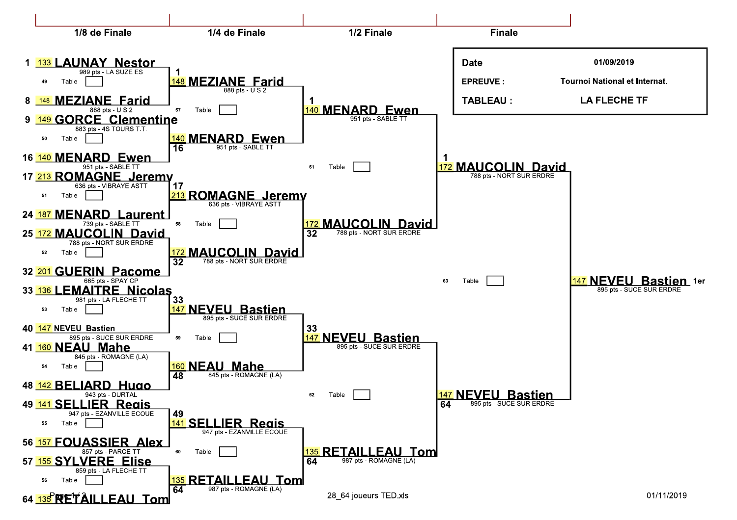| Date | 01/09/2019 |
|---|---|
| EPREUVE : | Tournoi National et Internat. |
| TABLEAU : | LA FLECHE TF |

## 1/8 de Finale

| Pos | N° | Joueur | Points - Club | Table |
|---|---|---|---|---|
| 1 | 133 | LAUNAY Nestor | 989 pts - LA SUZE ES | 49 |
| 8 | 148 | MEZIANE Farid | 888 pts - U S 2 | |
| 9 | 149 | GORCE Clementine | 883 pts - 4S TOURS T.T. | 50 |
| 16 | 140 | MENARD Ewen | 951 pts - SABLE TT | |
| 17 | 213 | ROMAGNE Jeremy | 636 pts - VIBRAYE ASTT | 51 |
| 24 | 187 | MENARD Laurent | 739 pts - SABLE TT | |
| 25 | 172 | MAUCOLIN David | 788 pts - NORT SUR ERDRE | 52 |
| 32 | 201 | GUERIN Pacome | 665 pts - SPAY CP | |
| 33 | 136 | LEMAITRE Nicolas | 981 pts - LA FLECHE TT | 53 |
| 40 | 147 | NEVEU Bastien | 895 pts - SUCE SUR ERDRE | |
| 41 | 160 | NEAU Mahe | 845 pts - ROMAGNE (LA) | 54 |
| 48 | 142 | BELIARD Hugo | 943 pts - DURTAL | |
| 49 | 141 | SELLIER Regis | 947 pts - EZANVILLE ECOUE | 55 |
| 56 | 157 | FOUASSIER Alex | 857 pts - PARCE TT | |
| 57 | 155 | SYLVERE Elise | 859 pts - LA FLECHE TT | 56 |
| 64 | 135 | RETAILLEAU Tom | | |

## 1/4 de Finale

| Pos | N° | Joueur | Points - Club | Table |
|---|---|---|---|---|
| 1 | 148 | MEZIANE Farid | 888 pts - U S 2 | 57 |
| 16 | 140 | MENARD Ewen | 951 pts - SABLE TT | |
| 17 | 213 | ROMAGNE Jeremy | 636 pts - VIBRAYE ASTT | 58 |
| 32 | 172 | MAUCOLIN David | 788 pts - NORT SUR ERDRE | |
| 33 | 147 | NEVEU Bastien | 895 pts - SUCE SUR ERDRE | 59 |
| 48 | 160 | NEAU Mahe | 845 pts - ROMAGNE (LA) | |
| 49 | 141 | SELLIER Regis | 947 pts - EZANVILLE ECOUE | 60 |
| 64 | 135 | RETAILLEAU Tom | 987 pts - ROMAGNE (LA) | |

## 1/2 Finale

| Pos | N° | Joueur | Points - Club | Table |
|---|---|---|---|---|
| 1 | 140 | MENARD Ewen | 951 pts - SABLE TT | 61 |
| 32 | 172 | MAUCOLIN David | 788 pts - NORT SUR ERDRE | |
| 33 | 147 | NEVEU Bastien | 895 pts - SUCE SUR ERDRE | 62 |
| 64 | 135 | RETAILLEAU Tom | 987 pts - ROMAGNE (LA) | |

## Finale

| Pos | N° | Joueur | Points - Club | Table |
|---|---|---|---|---|
| 1 | 172 | MAUCOLIN David | 788 pts - NORT SUR ERDRE | 63 |
| 64 | 147 | NEVEU Bastien | 895 pts - SUCE SUR ERDRE | |

## Vainqueur

| N° | Joueur | Points - Club | |
|---|---|---|---|
| 147 | NEVEU Bastien | 895 pts - SUCE SUR ERDRE | 1er |

28_64 joueurs TED.xls — 01/11/2019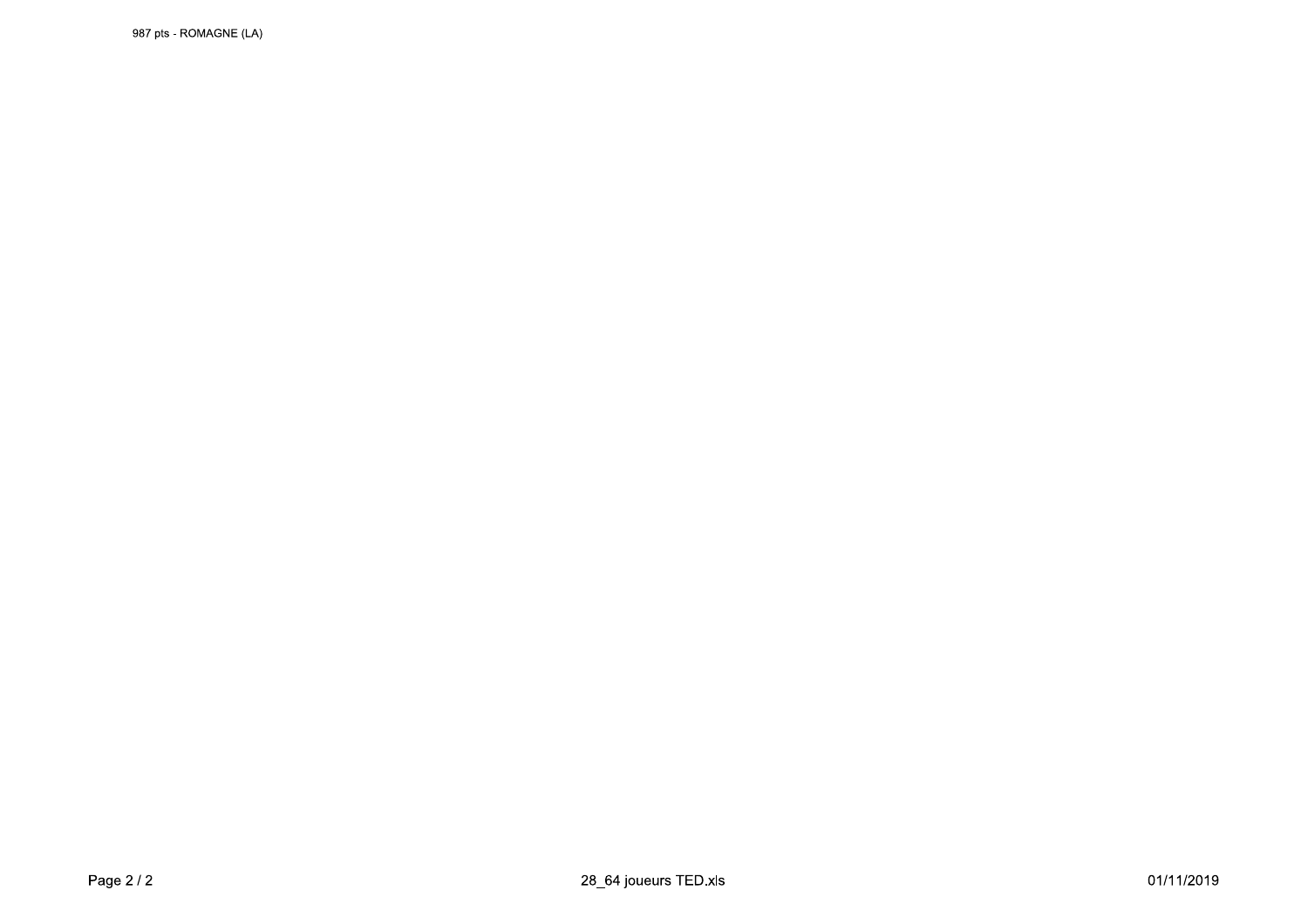987 pts - ROMAGNE (LA)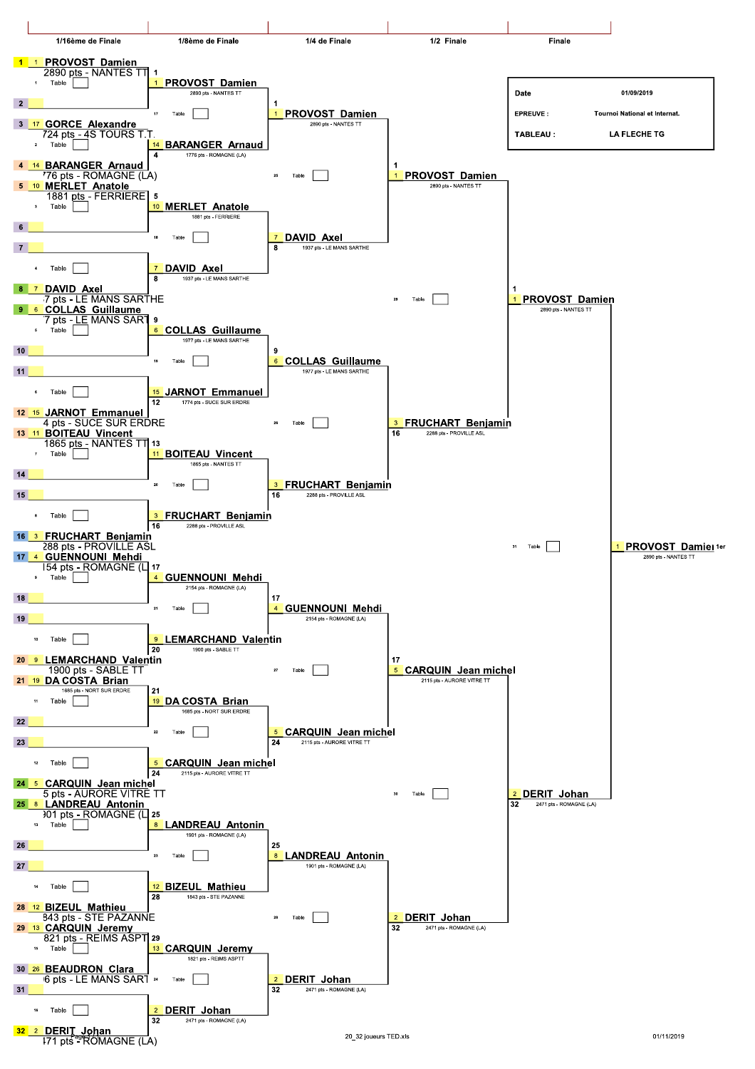| Date | 01/09/2019 |
|---|---|
| EPREUVE : | Tournoi National et internat. |
| TABLEAU : | LA FLECHE TG |

## 1/16ème de Finale

| # | Seed | Joueur | Points - Club | Table |
|---|---|---|---|---|
| 1 | 1 | PROVOST Damien | 2890 pts - NANTES TT | 1 |
| 2 | | | | |
| 3 | 17 | GORCE Alexandre | 724 pts - 4S TOURS T.T. | 2 |
| 4 | 14 | BARANGER Arnaud | 776 pts - ROMAGNE (LA) | |
| 5 | 10 | MERLET Anatole | 1881 pts - FERRIERE | 3 |
| 6 | | | | |
| 7 | | | | 4 |
| 8 | 7 | DAVID Axel | 7 pts - LE MANS SARTHE | |
| 9 | 6 | COLLAS Guillaume | 7 pts - LE MANS SARTHE | 5 |
| 10 | | | | |
| 11 | | | | 6 |
| 12 | 15 | JARNOT Emmanuel | 4 pts - SUCE SUR ERDRE | |
| 13 | 11 | BOITEAU Vincent | 1865 pts - NANTES TT | 7 |
| 14 | | | | |
| 15 | | | | 8 |
| 16 | 3 | FRUCHART Benjamin | 288 pts - PROVILLE ASL | |
| 17 | 4 | GUENNOUNI Mehdi | 154 pts - ROMAGNE (LA) | 9 |
| 18 | | | | |
| 19 | | | | 10 |
| 20 | 9 | LEMARCHAND Valentin | 1900 pts - SABLE TT | |
| 21 | 19 | DA COSTA Brian | 1685 pts - NORT SUR ERDRE | 11 |
| 22 | | | | |
| 23 | | | | 12 |
| 24 | 5 | CARQUIN Jean michel | 5 pts - AURORE VITRE TT | |
| 25 | 8 | LANDREAU Antonin | 901 pts - ROMAGNE (LA) | 13 |
| 26 | | | | |
| 27 | | | | 14 |
| 28 | 12 | BIZEUL Mathieu | 843 pts - STE PAZANNE | |
| 29 | 13 | CARQUIN Jeremy | 821 pts - REIMS ASPTT | 15 |
| 30 | 26 | BEAUDRON Clara | 6 pts - LE MANS SARTHE | |
| 31 | | | | 16 |
| 32 | 2 | DERIT Johan | 471 pts - ROMAGNE (LA) | |

## 1/8ème de Finale

| # | Seed | Joueur | Points - Club | Table |
|---|---|---|---|---|
| 1 | 1 | PROVOST Damien | 2890 pts - NANTES TT | 17 |
| 4 | 14 | BARANGER Arnaud | 1776 pts - ROMAGNE (LA) | |
| 5 | 10 | MERLET Anatole | 1881 pts - FERRIERE | 18 |
| 8 | 7 | DAVID Axel | 1937 pts - LE MANS SARTHE | |
| 9 | 6 | COLLAS Guillaume | 1977 pts - LE MANS SARTHE | 19 |
| 12 | 15 | JARNOT Emmanuel | 1774 pts - SUCE SUR ERDRE | |
| 13 | 11 | BOITEAU Vincent | 1865 pts - NANTES TT | 20 |
| 16 | 3 | FRUCHART Benjamin | 2288 pts - PROVILLE ASL | |
| 17 | 4 | GUENNOUNI Mehdi | 2154 pts - ROMAGNE (LA) | 21 |
| 20 | 9 | LEMARCHAND Valentin | 1900 pts - SABLE TT | |
| 21 | 19 | DA COSTA Brian | 1685 pts - NORT SUR ERDRE | 22 |
| 24 | 5 | CARQUIN Jean michel | 2115 pts - AURORE VITRE TT | |
| 25 | 8 | LANDREAU Antonin | 1901 pts - ROMAGNE (LA) | 23 |
| 28 | 12 | BIZEUL Mathieu | 1843 pts - STE PAZANNE | |
| 29 | 13 | CARQUIN Jeremy | 1821 pts - REIMS ASPTT | 24 |
| 32 | 2 | DERIT Johan | 2471 pts - ROMAGNE (LA) | |

## 1/4 de Finale

| # | Seed | Joueur | Points - Club | Table |
|---|---|---|---|---|
| 1 | 1 | PROVOST Damien | 2890 pts - NANTES TT | 25 |
| 8 | 7 | DAVID Axel | 1937 pts - LE MANS SARTHE | |
| 9 | 6 | COLLAS Guillaume | 1977 pts - LE MANS SARTHE | 26 |
| 16 | 3 | FRUCHART Benjamin | 2288 pts - PROVILLE ASL | |
| 17 | 4 | GUENNOUNI Mehdi | 2154 pts - ROMAGNE (LA) | 27 |
| 24 | 5 | CARQUIN Jean michel | 2115 pts - AURORE VITRE TT | |
| 25 | 8 | LANDREAU Antonin | 1901 pts - ROMAGNE (LA) | 28 |
| 32 | 2 | DERIT Johan | 2471 pts - ROMAGNE (LA) | |

## 1/2 Finale

| # | Seed | Joueur | Points - Club | Table |
|---|---|---|---|---|
| 1 | 1 | PROVOST Damien | 2890 pts - NANTES TT | 29 |
| 16 | 3 | FRUCHART Benjamin | 2288 pts - PROVILLE ASL | |
| 17 | 5 | CARQUIN Jean michel | 2115 pts - AURORE VITRE TT | 30 |
| 32 | 2 | DERIT Johan | 2471 pts - ROMAGNE (LA) | |

## Finale

| # | Seed | Joueur | Points - Club | Table |
|---|---|---|---|---|
| 1 | 1 | PROVOST Damien | 2890 pts - NANTES TT | 31 |
| 32 | 2 | DERIT Johan | 2471 pts - ROMAGNE (LA) | |

## Vainqueur

| Seed | Joueur | Points - Club | Place |
|---|---|---|---|
| 1 | PROVOST Damien | 2890 pts - NANTES TT | 1er |

20_32 joueurs TED.xls — 01/11/2019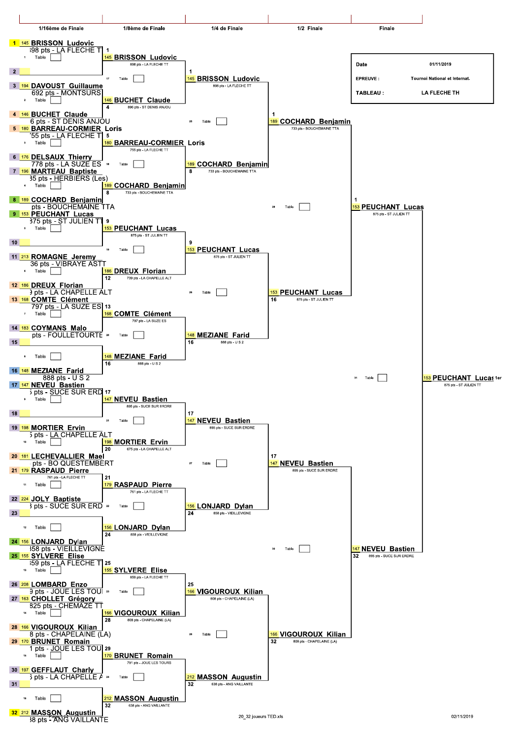| Date | 01/11/2019 |
| --- | --- |
| EPREUVE : | Tournoi National et internat. |
| TABLEAU : | LA FLECHE TH |

## 1/16ème de Finale

| Pos | N° | Joueur | Points - Club | Table |
| --- | --- | --- | --- | --- |
| 1 | 145 | BRISSON Ludovic | 898 pts - LA FLECHE TT | 1 |
| 2 | | | | |
| 3 | 194 | DAVOUST Guillaume | 692 pts - MONTSURS | 2 |
| 4 | 146 | BUCHET Claude | 6 pts - ST DENIS ANJOU | |
| 5 | 180 | BARREAU-CORMIER Loris | '55 pts - LA FLECHE TT | 3 |
| 6 | 176 | DELSAUX Thierry | 778 pts - LA SUZE ES | |
| 7 | 196 | MARTEAU Baptiste | 35 pts - HERBIERS (Les) | 4 |
| 8 | 189 | COCHARD Benjamin | pts - BOUCHEMAINE TTA | |
| 9 | 153 | PEUCHANT Lucas | 375 pts - ST JULIEN TT | 5 |
| 10 | | | | |
| 11 | 213 | ROMAGNE Jeremy | 36 pts - VIBRAYE ASTT | 6 |
| 12 | 186 | DREUX Florian | pts - LA CHAPELLE ALT | |
| 13 | 168 | COMTE Clément | 797 pts - LA SUZE ES | 7 |
| 14 | 183 | COYMANS Malo | pts - FOULLETOURTE | |
| 15 | | | | 8 |
| 16 | 148 | MEZIANE Farid | 888 pts - U S 2 | |
| 17 | 147 | NEVEU Bastien | pts - SUCE SUR ERDRE | 9 |
| 18 | | | | |
| 19 | 198 | MORTIER Ervin | pts - LA CHAPELLE ALT | 10 |
| 20 | 181 | LECHEVALLIER Mael | pts - BO QUESTEMBERT | |
| 21 | 179 | RASPAUD Pierre | 761 pts - LA FLECHE TT | 11 |
| 22 | 224 | JOLY Baptiste | pts - SUCE SUR ERDRE | |
| 23 | | | | 12 |
| 24 | 156 | LONJARD Dylan | 358 pts - VIEILLEVIGNE | |
| 25 | 155 | SYLVERE Elise | 359 pts - LA FLECHE TT | 13 |
| 26 | 208 | LOMBARD Enzo | pts - JOUE LES TOURS | |
| 27 | 163 | CHOLLET Grégory | 825 pts - CHEMAZE TT | 14 |
| 28 | 166 | VIGOUROUX Kilian | 8 pts - CHAPELAINE (LA) | |
| 29 | 170 | BRUNET Romain | 1 pts - JOUE LES TOURS | 15 |
| 30 | 197 | GEFFLAUT Charly | pts - LA CHAPELLE ALT | |
| 31 | | | | 16 |
| 32 | 212 | MASSON Augustin | 38 pts - ANG VAILLANTE | |

## 1/8ème de Finale

| Table | Pos | N° | Joueur | Points - Club |
| --- | --- | --- | --- | --- |
| 17 | 1 | 145 | BRISSON Ludovic | 898 pts - LA FLECHE TT |
| | 4 | 146 | BUCHET Claude | 896 pts - ST DENIS ANJOU |
| 18 | 5 | 180 | BARREAU-CORMIER Loris | 755 pts - LA FLECHE TT |
| | 8 | 189 | COCHARD Benjamin | 733 pts - BOUCHEMAINE TTA |
| 19 | 9 | 153 | PEUCHANT Lucas | 875 pts - ST JULIEN TT |
| | 12 | 186 | DREUX Florian | 739 pts - LA CHAPELLE ALT |
| 20 | 13 | 168 | COMTE Clément | 797 pts - LA SUZE ES |
| | 16 | 148 | MEZIANE Farid | 888 pts - U S 2 |
| 21 | 17 | 147 | NEVEU Bastien | 895 pts - SUCE SUR ERDRE |
| | 20 | 198 | MORTIER Ervin | 675 pts - LA CHAPELLE ALT |
| 22 | 21 | 179 | RASPAUD Pierre | 761 pts - LA FLECHE TT |
| | 24 | 156 | LONJARD Dylan | 858 pts - VIEILLEVIGNE |
| 23 | 25 | 155 | SYLVERE Elise | 859 pts - LA FLECHE TT |
| | 28 | 166 | VIGOUROUX Kilian | 808 pts - CHAPELAINE (LA) |
| 24 | 29 | 170 | BRUNET Romain | 791 pts - JOUE LES TOURS |
| | 32 | 212 | MASSON Augustin | 638 pts - ANG VAILLANTE |

## 1/4 de Finale

| Table | Pos | N° | Joueur | Points - Club |
| --- | --- | --- | --- | --- |
| 25 | 1 | 145 | BRISSON Ludovic | 898 pts - LA FLECHE TT |
| | 8 | 189 | COCHARD Benjamin | 733 pts - BOUCHEMAINE TTA |
| 26 | 9 | 153 | PEUCHANT Lucas | 875 pts - ST JULIEN TT |
| | 16 | 148 | MEZIANE Farid | 888 pts - U S 2 |
| 27 | 17 | 147 | NEVEU Bastien | 895 pts - SUCE SUR ERDRE |
| | 24 | 156 | LONJARD Dylan | 858 pts - VIEILLEVIGNE |
| 28 | 25 | 166 | VIGOUROUX Kilian | 808 pts - CHAPELAINE (LA) |
| | 32 | 212 | MASSON Augustin | 638 pts - ANG VAILLANTE |

## 1/2 Finale

| Table | Pos | N° | Joueur | Points - Club |
| --- | --- | --- | --- | --- |
| 29 | 1 | 189 | COCHARD Benjamin | 733 pts - BOUCHEMAINE TTA |
| | 16 | 153 | PEUCHANT Lucas | 875 pts - ST JULIEN TT |
| 30 | 17 | 147 | NEVEU Bastien | 895 pts - SUCE SUR ERDRE |
| | 32 | 166 | VIGOUROUX Kilian | 808 pts - CHAPELAINE (LA) |

## Finale

| Table | Pos | N° | Joueur | Points - Club |
| --- | --- | --- | --- | --- |
| 31 | 1 | 153 | PEUCHANT Lucas | 875 pts - ST JULIEN TT |
| | 32 | 147 | NEVEU Bastien | 895 pts - SUCE SUR ERDRE |

**1er : 153 PEUCHANT Lucas** – 875 pts - ST JULIEN TT

20_32 joueurs TED.xls — 02/11/2019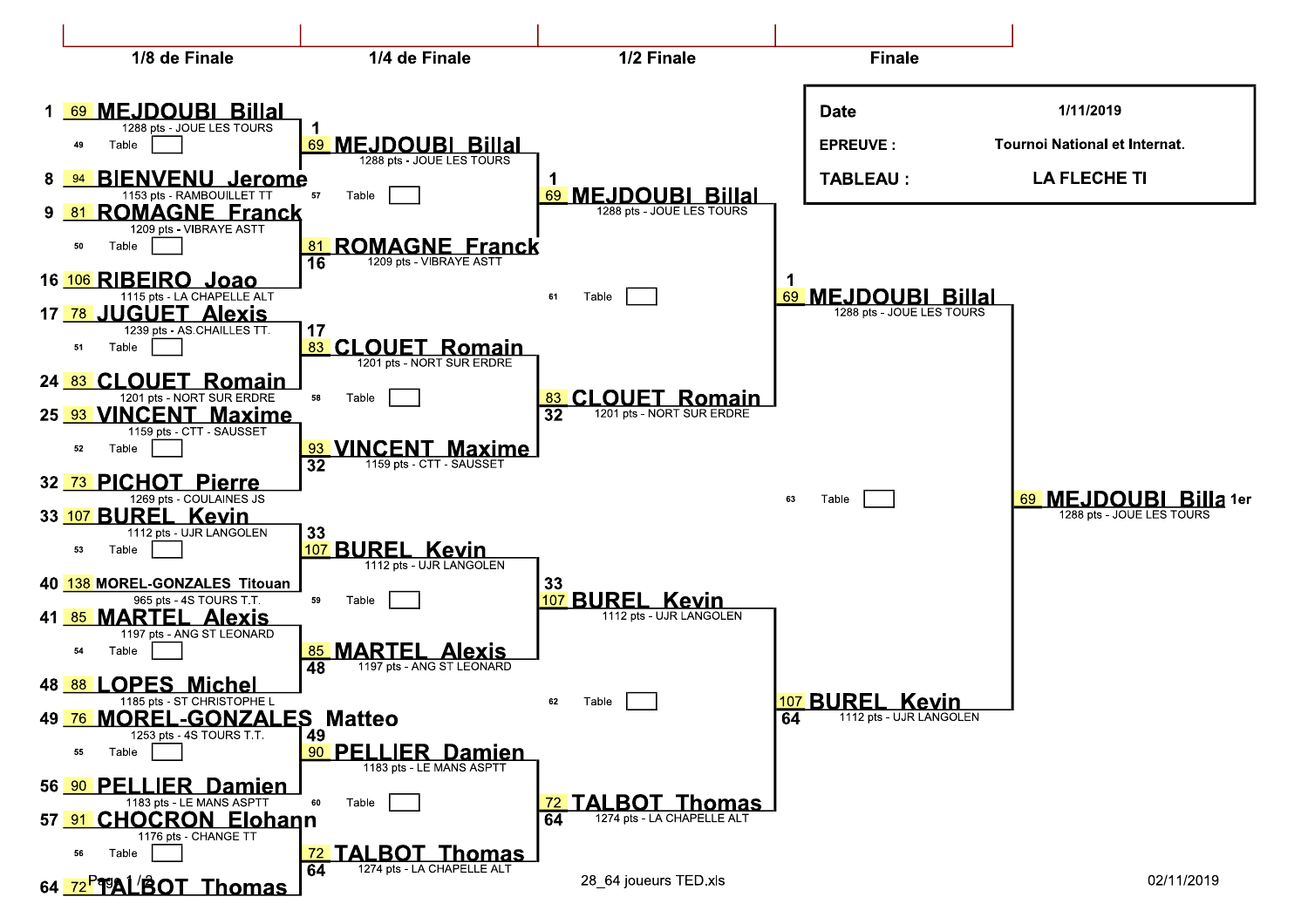| Date | 1/11/2019 |
|---|---|
| EPREUVE : | Tournoi National et Internat. |
| TABLEAU : | LA FLECHE TI |

## 1/8 de Finale

| Seed | No. | Player | Points - Club | Table |
|---|---|---|---|---|
| 1 | 69 | MEJDOUBI Billal | 1288 pts - JOUE LES TOURS | 49 |
| 8 | 94 | BIENVENU Jerome | 1153 pts - RAMBOUILLET TT | |
| 9 | 81 | ROMAGNE Franck | 1209 pts - VIBRAYE ASTT | 50 |
| 16 | 106 | RIBEIRO Joao | 1115 pts - LA CHAPELLE ALT | |
| 17 | 78 | JUGUET Alexis | 1239 pts - AS.CHAILLES TT. | 51 |
| 24 | 83 | CLOUET Romain | 1201 pts - NORT SUR ERDRE | |
| 25 | 93 | VINCENT Maxime | 1159 pts - CTT - SAUSSET | 52 |
| 32 | 73 | PICHOT Pierre | 1269 pts - COULAINES JS | |
| 33 | 107 | BUREL Kevin | 1112 pts - UJR LANGOLEN | 53 |
| 40 | 138 | MOREL-GONZALES Titouan | 965 pts - 4S TOURS T.T. | |
| 41 | 85 | MARTEL Alexis | 1197 pts - ANG ST LEONARD | 54 |
| 48 | 88 | LOPES Michel | 1185 pts - ST CHRISTOPHE L | |
| 49 | 76 | MOREL-GONZALES Matteo | 1253 pts - 4S TOURS T.T. | 55 |
| 56 | 90 | PELLIER Damien | 1183 pts - LE MANS ASPTT | |
| 57 | 91 | CHOCRON Elohann | 1176 pts - CHANGE TT | 56 |
| 64 | 72 | TALBOT Thomas | | |

## 1/4 de Finale

| Seed | No. | Player | Points - Club | Table |
|---|---|---|---|---|
| 1 | 69 | MEJDOUBI Billal | 1288 pts - JOUE LES TOURS | 57 |
| 16 | 81 | ROMAGNE Franck | 1209 pts - VIBRAYE ASTT | |
| 17 | 83 | CLOUET Romain | 1201 pts - NORT SUR ERDRE | 58 |
| 32 | 93 | VINCENT Maxime | 1159 pts - CTT - SAUSSET | |
| 33 | 107 | BUREL Kevin | 1112 pts - UJR LANGOLEN | 59 |
| 48 | 85 | MARTEL Alexis | 1197 pts - ANG ST LEONARD | |
| 49 | 90 | PELLIER Damien | 1183 pts - LE MANS ASPTT | 60 |
| 64 | 72 | TALBOT Thomas | 1274 pts - LA CHAPELLE ALT | |

## 1/2 Finale

| Seed | No. | Player | Points - Club | Table |
|---|---|---|---|---|
| 1 | 69 | MEJDOUBI Billal | 1288 pts - JOUE LES TOURS | 61 |
| 32 | 83 | CLOUET Romain | 1201 pts - NORT SUR ERDRE | |
| 33 | 107 | BUREL Kevin | 1112 pts - UJR LANGOLEN | 62 |
| 64 | 72 | TALBOT Thomas | 1274 pts - LA CHAPELLE ALT | |

## Finale

| Seed | No. | Player | Points - Club | Table |
|---|---|---|---|---|
| 1 | 69 | MEJDOUBI Billal | 1288 pts - JOUE LES TOURS | 63 |
| 64 | 107 | BUREL Kevin | 1112 pts - UJR LANGOLEN | |

## Vainqueur

69 MEJDOUBI Billa 1er – 1288 pts - JOUE LES TOURS

28_64 joueurs TED.xls — 02/11/2019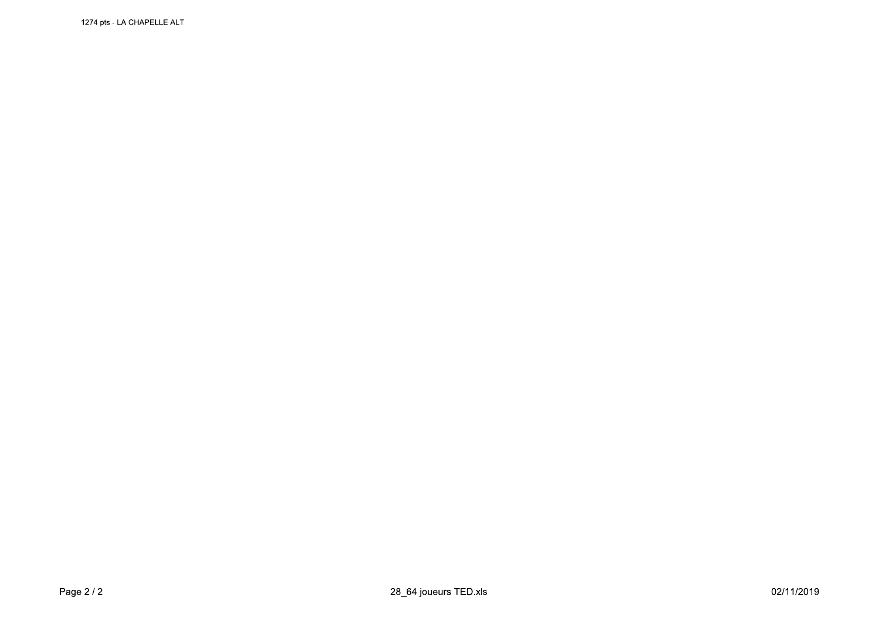1274 pts - LA CHAPELLE ALT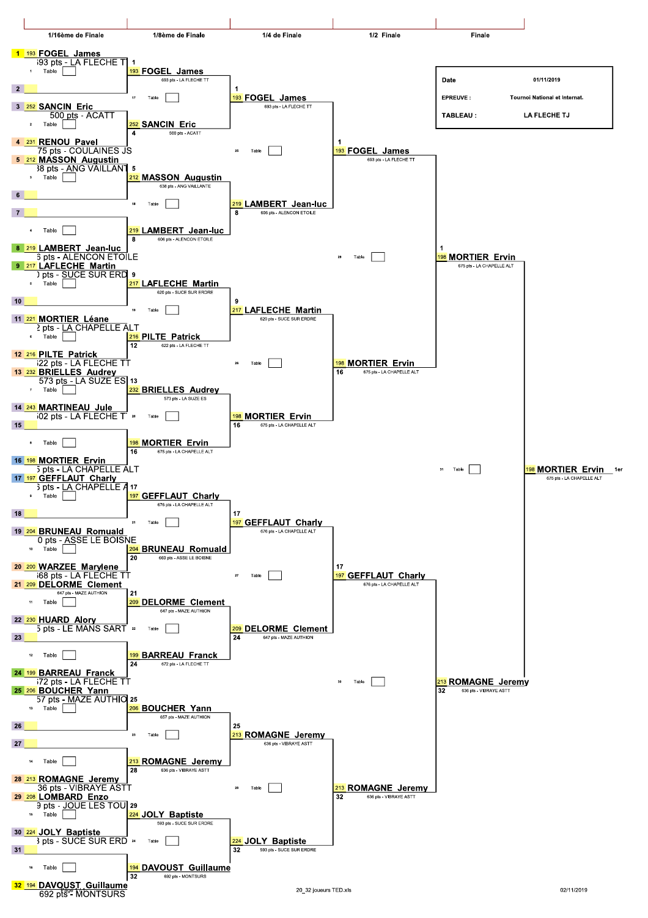| Date | 01/11/2019 |
| --- | --- |
| EPREUVE : | Tournoi National et internat. |
| TABLEAU : | LA FLECHE TJ |

## 1/16ème de Finale

| Seed | N° | Joueur | Points - Club | Table |
| --- | --- | --- | --- | --- |
| 1 | 193 | FOGEL James | 693 pts - LA FLECHE TT | 1 |
| 2 | | | | |
| 3 | 252 | SANCIN Eric | 500 pts - ACATT | 2 |
| 4 | 231 | RENOU Pavel | 75 pts - COULAINES JS | |
| 5 | 212 | MASSON Augustin | 38 pts - ANG VAILLANT | 3 |
| 6 | | | | |
| 7 | | | | 4 |
| 8 | 219 | LAMBERT Jean-luc | 6 pts - ALENCON ETOILE | |
| 9 | 217 | LAFLECHE Martin | ) pts - SUCE SUR ERD | 5 |
| 10 | | | | |
| 11 | 221 | MORTIER Léane | 2 pts - LA CHAPELLE ALT | 6 |
| 12 | 216 | PILTE Patrick | 622 pts - LA FLECHE TT | |
| 13 | 232 | BRIELLES Audrey | 573 pts - LA SUZE ES | 7 |
| 14 | 243 | MARTINEAU Jule | 602 pts - LA FLECHE T | |
| 15 | | | | 8 |
| 16 | 198 | MORTIER Ervin | 5 pts - LA CHAPELLE ALT | |
| 17 | 197 | GEFFLAUT Charly | 5 pts - LA CHAPELLE A | 9 |
| 18 | | | | |
| 19 | 204 | BRUNEAU Romuald | 0 pts - ASSE LE BOISNE | 10 |
| 20 | 200 | WARZEE Marylene | 568 pts - LA FLECHE TT | |
| 21 | 209 | DELORME Clement | 647 pts - MAZE AUTHION | 11 |
| 22 | 230 | HUARD Alory | 5 pts - LE MANS SART | |
| 23 | | | | 12 |
| 24 | 199 | BARREAU Franck | 672 pts - LA FLECHE TT | |
| 25 | 206 | BOUCHER Yann | 57 pts - MAZE AUTHIO | 13 |
| 26 | | | | |
| 27 | | | | 14 |
| 28 | 213 | ROMAGNE Jeremy | 36 pts - VIBRAYE ASTT | |
| 29 | 208 | LOMBARD Enzo | 9 pts - JOUE LES TOU | 15 |
| 30 | 224 | JOLY Baptiste | 3 pts - SUCE SUR ERD | |
| 31 | | | | 16 |
| 32 | 194 | DAVOUST Guillaume | 692 pts - MONTSURS | |

## 1/8ème de Finale

| Table | Vainqueur | N° | Points - Club |
| --- | --- | --- | --- |
| 17 | FOGEL James (1) | 193 | 693 pts - LA FLECHE TT |
| | SANCIN Eric (4) | 252 | 500 pts - ACATT |
| 18 | MASSON Augustin (5) | 212 | 638 pts - ANG VAILLANTE |
| | LAMBERT Jean-luc (8) | 219 | 606 pts - ALENCON ETOILE |
| 19 | LAFLECHE Martin (9) | 217 | 620 pts - SUCE SUR ERDRE |
| | PILTE Patrick (12) | 216 | 622 pts - LA FLECHE TT |
| 20 | BRIELLES Audrey (13) | 232 | 573 pts - LA SUZE ES |
| | MORTIER Ervin (16) | 198 | 675 pts - LA CHAPELLE ALT |
| 21 | GEFFLAUT Charly (17) | 197 | 676 pts - LA CHAPELLE ALT |
| | BRUNEAU Romuald (20) | 204 | 660 pts - ASSE LE BOISNE |
| 22 | DELORME Clement (21) | 209 | 647 pts - MAZE AUTHION |
| | BARREAU Franck (24) | 199 | 672 pts - LA FLECHE TT |
| 23 | BOUCHER Yann (25) | 206 | 657 pts - MAZE AUTHION |
| | ROMAGNE Jeremy (28) | 213 | 636 pts - VIBRAYE ASTT |
| 24 | JOLY Baptiste (29) | 224 | 593 pts - SUCE SUR ERDRE |
| | DAVOUST Guillaume (32) | 194 | 692 pts - MONTSURS |

## 1/4 de Finale

| Table | Vainqueur | N° | Points - Club |
| --- | --- | --- | --- |
| 25 | FOGEL James (1) | 193 | 693 pts - LA FLECHE TT |
| | LAMBERT Jean-luc (8) | 219 | 606 pts - ALENCON ETOILE |
| 26 | LAFLECHE Martin (9) | 217 | 620 pts - SUCE SUR ERDRE |
| | MORTIER Ervin (16) | 198 | 675 pts - LA CHAPELLE ALT |
| 27 | GEFFLAUT Charly (17) | 197 | 676 pts - LA CHAPELLE ALT |
| | DELORME Clement (24) | 209 | 647 pts - MAZE AUTHION |
| 28 | ROMAGNE Jeremy (25) | 213 | 636 pts - VIBRAYE ASTT |
| | JOLY Baptiste (32) | 224 | 593 pts - SUCE SUR ERDRE |

## 1/2 Finale

| Table | Vainqueur | N° | Points - Club |
| --- | --- | --- | --- |
| 29 | FOGEL James (1) | 193 | 693 pts - LA FLECHE TT |
| | MORTIER Ervin (16) | 198 | 675 pts - LA CHAPELLE ALT |
| 30 | GEFFLAUT Charly (17) | 197 | 676 pts - LA CHAPELLE ALT |
| | ROMAGNE Jeremy (32) | 213 | 636 pts - VIBRAYE ASTT |

## Finale

| Table | Vainqueur | N° | Points - Club |
| --- | --- | --- | --- |
| 31 | MORTIER Ervin (1) | 198 | 675 pts - LA CHAPELLE ALT |
| | ROMAGNE Jeremy (32) | 213 | 636 pts - VIBRAYE ASTT |

**Vainqueur : 198 MORTIER Ervin — 1er** — 675 pts - LA CHAPELLE ALT

20_32 joueurs TED.xls — 02/11/2019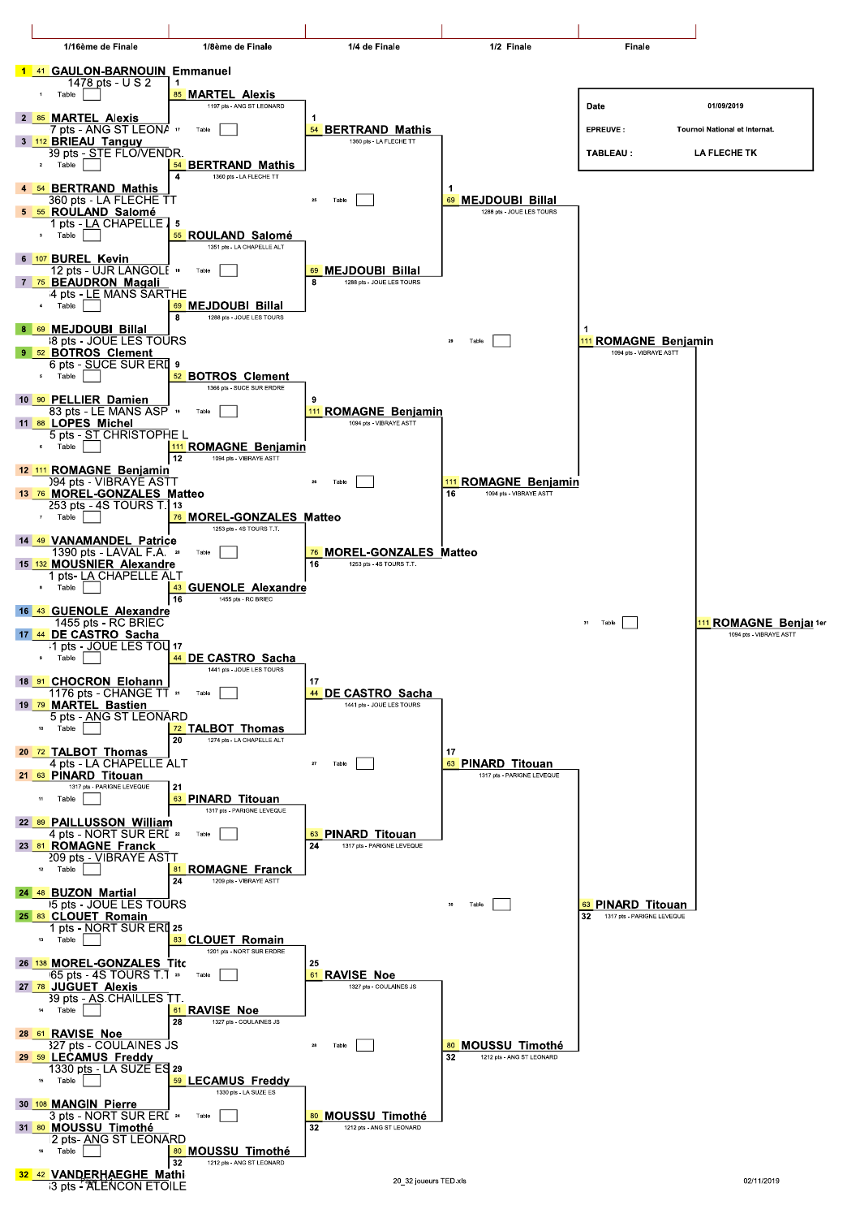| 1/16ème de Finale | 1/8ème de Finale | 1/4 de Finale | 1/2 Finale | Finale |
|---|---|---|---|---|

| Date | 01/09/2019 |
|---|---|
| EPREUVE : | Tournoi National et internat. |
| TABLEAU : | LA FLECHE TK |

## 1/16ème de Finale

| Pos | N° | Joueur | Points - Club | Table |
|---|---|---|---|---|
| 1 | 41 | GAULON-BARNOUIN Emmanuel | 1478 pts - U S 2 | 1 |
| 2 | 85 | MARTEL Alexis | 7 pts - ANG ST LEONA | |
| 3 | 112 | BRIEAU Tanguy | 39 pts - STE FLO/VENDR. | 2 |
| 4 | 54 | BERTRAND Mathis | 360 pts - LA FLECHE TT | |
| 5 | 55 | ROULAND Salomé | 1 pts - LA CHAPELLE | 3 |
| 6 | 107 | BUREL Kevin | 12 pts - UJR LANGOLE | |
| 7 | 75 | BEAUDRON Magali | 4 pts - LE MANS SARTHE | 4 |
| 8 | 69 | MEJDOUBI Billal | 8 pts - JOUE LES TOURS | |
| 9 | 52 | BOTROS Clement | 6 pts - SUCE SUR ERD | 5 |
| 10 | 90 | PELLIER Damien | 83 pts - LE MANS ASP | |
| 11 | 88 | LOPES Michel | 5 pts - ST CHRISTOPHE L | 6 |
| 12 | 111 | ROMAGNE Benjamin | 094 pts - VIBRAYE ASTT | |
| 13 | 76 | MOREL-GONZALES Matteo | 253 pts - 4S TOURS T. | 7 |
| 14 | 49 | VANAMANDEL Patrice | 1390 pts - LAVAL F.A. | |
| 15 | 132 | MOUSNIER Alexandre | 1 pts- LA CHAPELLE ALT | 8 |
| 16 | 43 | GUENOLE Alexandre | 1455 pts - RC BRIEC | |
| 17 | 44 | DE CASTRO Sacha | 1 pts - JOUE LES TOU | 9 |
| 18 | 91 | CHOCRON Elohann | 1176 pts - CHANGE TT | |
| 19 | 79 | MARTEL Bastien | 5 pts - ANG ST LEONARD | 10 |
| 20 | 72 | TALBOT Thomas | 4 pts - LA CHAPELLE ALT | |
| 21 | 63 | PINARD Titouan | 1317 pts - PARIGNE LEVEQUE | 11 |
| 22 | 89 | PAILLUSSON William | 4 pts - NORT SUR ERD | |
| 23 | 81 | ROMAGNE Franck | 209 pts - VIBRAYE ASTT | 12 |
| 24 | 48 | BUZON Martial | 5 pts - JOUE LES TOURS | |
| 25 | 83 | CLOUET Romain | 1 pts - NORT SUR ERD | 13 |
| 26 | 138 | MOREL-GONZALES Tito | 65 pts - 4S TOURS T.T | |
| 27 | 78 | JUGUET Alexis | 39 pts - AS.CHAILLES TT. | 14 |
| 28 | 61 | RAVISE Noe | 327 pts - COULAINES JS | |
| 29 | 59 | LECAMUS Freddy | 1330 pts - LA SUZE ES | 15 |
| 30 | 108 | MANGIN Pierre | 3 pts - NORT SUR ERD | |
| 31 | 80 | MOUSSU Timothé | 2 pts- ANG ST LEONARD | 16 |
| 32 | 42 | VANDERHAEGHE Mathi | 3 pts - ALENCON ETOILE | |

## 1/8ème de Finale

| Table | Vainqueur | Points - Club | Pos |
|---|---|---|---|
| 17 | 85 MARTEL Alexis | 1197 pts - ANG ST LEONARD | 1 |
| 18 | 54 BERTRAND Mathis | 1360 pts - LA FLECHE TT | 4 |
| 19 | 55 ROULAND Salomé | 1351 pts - LA CHAPELLE ALT | 5 |
| 20 | 69 MEJDOUBI Billal | 1288 pts - JOUE LES TOURS | 8 |
| 21 | 52 BOTROS Clement | 1366 pts - SUCE SUR ERDRE | 9 |
| 22 | 111 ROMAGNE Benjamin | 1094 pts - VIBRAYE ASTT | 12 |
| 23 | 76 MOREL-GONZALES Matteo | 1253 pts - 4S TOURS T.T. | 13 |
| 24 | 43 GUENOLE Alexandre | 1455 pts - RC BRIEC | 16 |
| | 44 DE CASTRO Sacha | 1441 pts - JOUE LES TOURS | 17 |
| | 72 TALBOT Thomas | 1274 pts - LA CHAPELLE ALT | 20 |
| | 63 PINARD Titouan | 1317 pts - PARIGNE LEVEQUE | 21 |
| | 81 ROMAGNE Franck | 1209 pts - VIBRAYE ASTT | 24 |
| | 83 CLOUET Romain | 1201 pts - NORT SUR ERDRE | 25 |
| | 61 RAVISE Noe | 1327 pts - COULAINES JS | 28 |
| | 59 LECAMUS Freddy | 1330 pts - LA SUZE ES | 29 |
| | 80 MOUSSU Timothé | 1212 pts - ANG ST LEONARD | 32 |

## 1/4 de Finale

| Table | Vainqueur | Points - Club | Pos |
|---|---|---|---|
| 25 | 54 BERTRAND Mathis | 1360 pts - LA FLECHE TT | 1 |
| 26 | 69 MEJDOUBI Billal | 1288 pts - JOUE LES TOURS | 8 |
| 27 | 111 ROMAGNE Benjamin | 1094 pts - VIBRAYE ASTT | 9 |
| 28 | 76 MOREL-GONZALES Matteo | 1253 pts - 4S TOURS T.T. | 16 |
| | 44 DE CASTRO Sacha | 1441 pts - JOUE LES TOURS | 17 |
| | 63 PINARD Titouan | 1317 pts - PARIGNE LEVEQUE | 24 |
| | 61 RAVISE Noe | 1327 pts - COULAINES JS | 25 |
| | 80 MOUSSU Timothé | 1212 pts - ANG ST LEONARD | 32 |

## 1/2 Finale

| Table | Vainqueur | Points - Club | Pos |
|---|---|---|---|
| 29 | 69 MEJDOUBI Billal | 1288 pts - JOUE LES TOURS | 1 |
| 30 | 111 ROMAGNE Benjamin | 1094 pts - VIBRAYE ASTT | 16 |
| | 63 PINARD Titouan | 1317 pts - PARIGNE LEVEQUE | 17 |
| | 80 MOUSSU Timothé | 1212 pts - ANG ST LEONARD | 32 |

## Finale

| Table | Vainqueur | Points - Club | Pos |
|---|---|---|---|
| 31 | 111 ROMAGNE Benjamin | 1094 pts - VIBRAYE ASTT | 1 |
| | 63 PINARD Titouan | 1317 pts - PARIGNE LEVEQUE | 32 |

**Vainqueur :** 111 ROMAGNE Benjamin — 1094 pts - VIBRAYE ASTT — 1er

20_32 joueurs TED.xls — 02/11/2019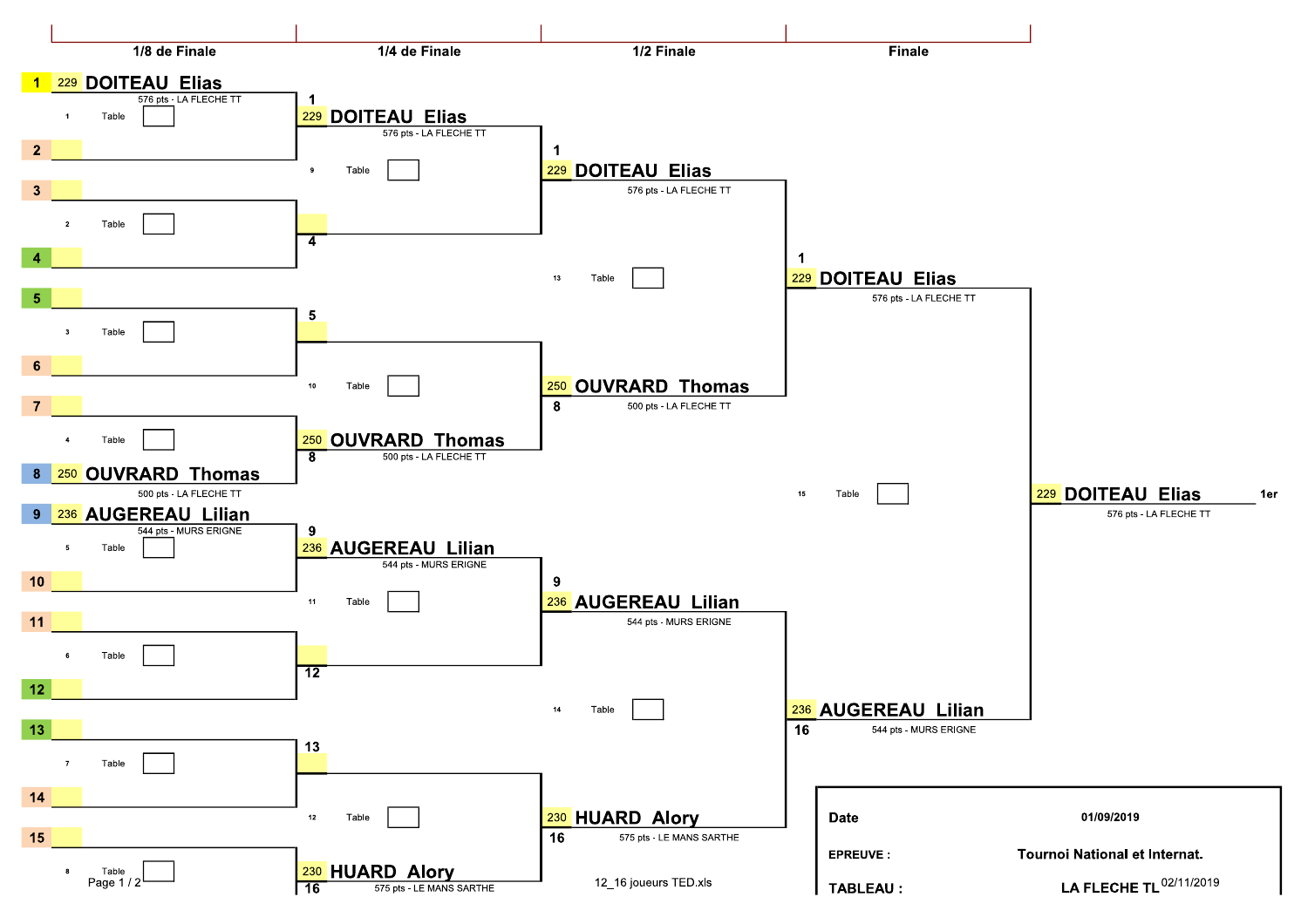| 1/8 de Finale | 1/4 de Finale | 1/2 Finale | Finale | |
|---|---|---|---|---|
| 1 — 229 DOITEAU Elias (576 pts - LA FLECHE TT) | | | | |
| Table 1 | 1 — 229 DOITEAU Elias (576 pts - LA FLECHE TT) | | | |
| 2 | | | | |
| | Table 9 | 1 — 229 DOITEAU Elias (576 pts - LA FLECHE TT) | | |
| 3 | | | | |
| Table 2 | 4 | | | |
| 4 | | | | |
| | | Table 13 | 1 — 229 DOITEAU Elias (576 pts - LA FLECHE TT) | |
| 5 | | | | |
| Table 3 | 5 | | | |
| 6 | | | | |
| | Table 10 | 8 — 250 OUVRARD Thomas (500 pts - LA FLECHE TT) | | |
| 7 | | | | |
| Table 4 | 8 — 250 OUVRARD Thomas (500 pts - LA FLECHE TT) | | | |
| 8 — 250 OUVRARD Thomas (500 pts - LA FLECHE TT) | | | | |
| | | | Table 15 | 229 DOITEAU Elias (576 pts - LA FLECHE TT) — 1er |
| 9 — 236 AUGEREAU Lilian (544 pts - MURS ERIGNE) | | | | |
| Table 5 | 9 — 236 AUGEREAU Lilian (544 pts - MURS ERIGNE) | | | |
| 10 | | | | |
| | Table 11 | 9 — 236 AUGEREAU Lilian (544 pts - MURS ERIGNE) | | |
| 11 | | | | |
| Table 6 | 12 | | | |
| 12 | | | | |
| | | Table 14 | 16 — 236 AUGEREAU Lilian (544 pts - MURS ERIGNE) | |
| 13 | | | | |
| Table 7 | 13 | | | |
| 14 | | | | |
| | Table 12 | 16 — 230 HUARD Alory (575 pts - LE MANS SARTHE) | | |
| 15 | | | | |
| Table 8 | 16 — 230 HUARD Alory (575 pts - LE MANS SARTHE) | | | |

12_16 joueurs TED.xls

| | |
|---|---|
| Date | 01/09/2019 |
| EPREUVE : | Tournoi National et Internat. |
| TABLEAU : | LA FLECHE TL |

02/11/2019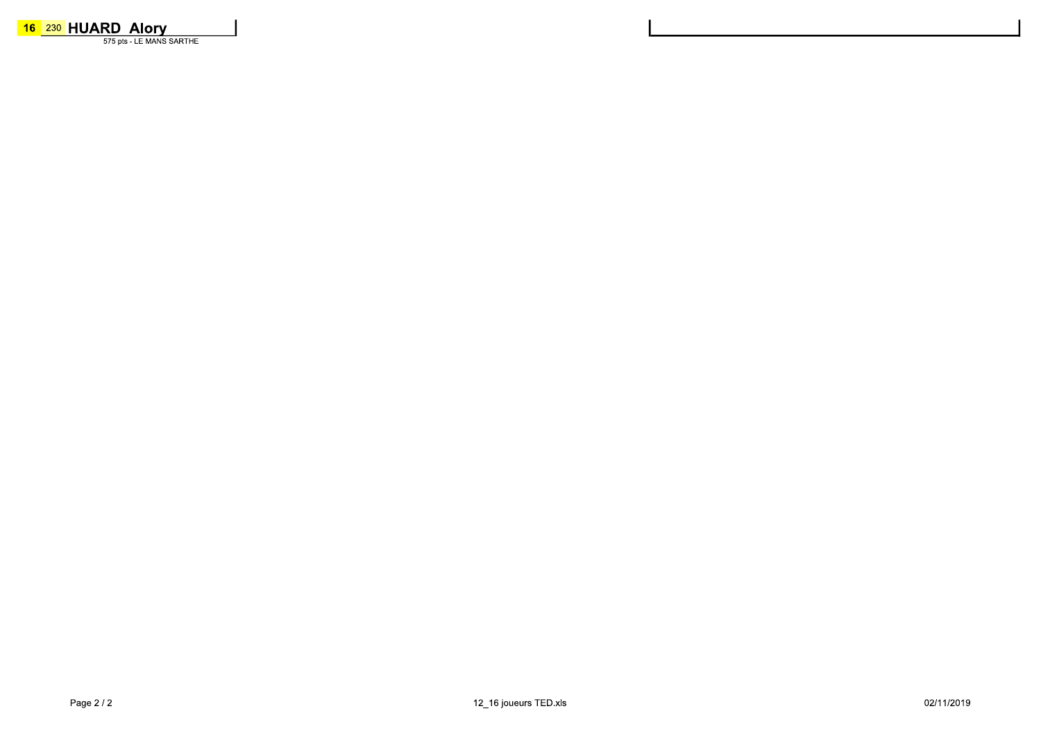**16** 230 **HUARD Alory**

575 pts - LE MANS SARTHE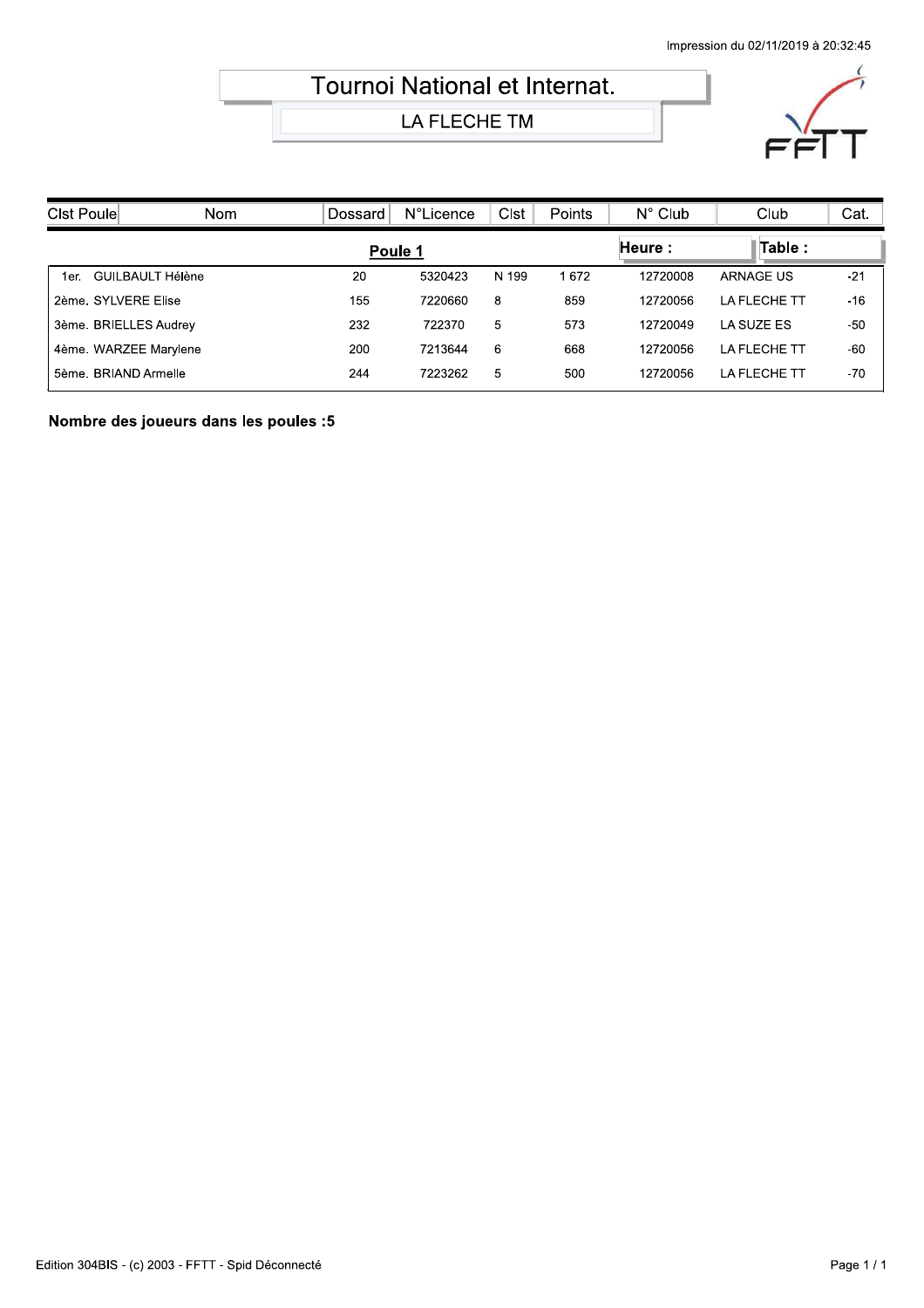# Tournoi National et Internat.

## LA FLECHE TM

| Clst Poule | Nom | Dossard | N°Licence | Clst | Points | N° Club | Club | Cat. |
|---|---|---|---|---|---|---|---|---|
| | **Poule 1** | | | | | **Heure :** | **Table :** | |
| 1er. | GUILBAULT Hélène | 20 | 5320423 | N 199 | 1 672 | 12720008 | ARNAGE US | -21 |
| 2ème. | SYLVERE Elise | 155 | 7220660 | 8 | 859 | 12720056 | LA FLECHE TT | -16 |
| 3ème. | BRIELLES Audrey | 232 | 722370 | 5 | 573 | 12720049 | LA SUZE ES | -50 |
| 4ème. | WARZEE Marylene | 200 | 7213644 | 6 | 668 | 12720056 | LA FLECHE TT | -60 |
| 5ème. | BRIAND Armelle | 244 | 7223262 | 5 | 500 | 12720056 | LA FLECHE TT | -70 |

**Nombre des joueurs dans les poules :5**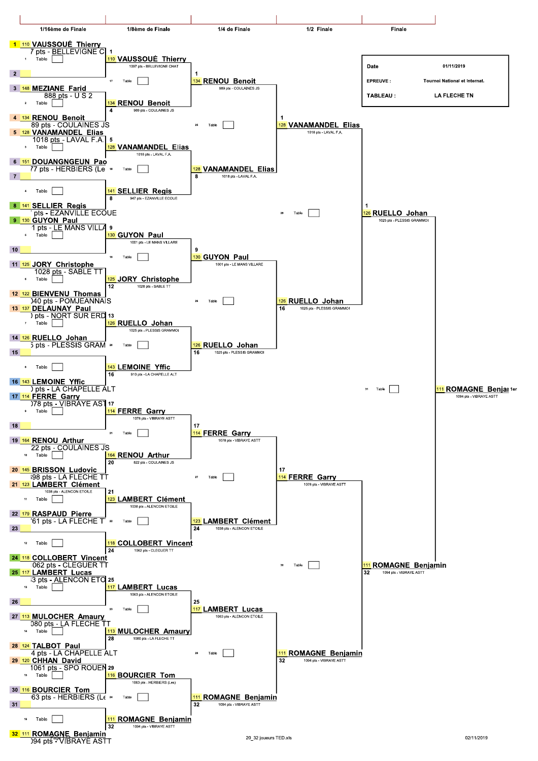| Date | 01/11/2019 |
|---|---|
| EPREUVE : | Tournoi National et internat. |
| TABLEAU : | LA FLECHE TN |

## 1/16ème de Finale

| Pos | N° | Joueur | Points - Club | Table |
|---|---|---|---|---|
| 1 | 110 | VAUSSOUÉ Thierry | 7 pts - BELLEVIGNE C | 1 |
| 2 | | | | |
| 3 | 148 | MEZIANE Farid | 888 pts - U S 2 | 2 |
| 4 | 134 | RENOU Benoit | 89 pts - COULAINES JS | |
| 5 | 128 | VANAMANDEL Elias | 1018 pts - LAVAL F.A. | 3 |
| 6 | 151 | DOUANGNGEUN Pao | 77 pts - HERBIERS (Le | |
| 7 | | | | 4 |
| 8 | 141 | SELLIER Regis | pts - EZANVILLE ECOUE | |
| 9 | 130 | GUYON Paul | 1 pts - LE MANS VILLA | 5 |
| 10 | | | | |
| 11 | 125 | JORY Christophe | 1028 pts - SABLE TT | 6 |
| 12 | 122 | BIENVENU Thomas | 040 pts - POMJEANNAIS | |
| 13 | 137 | DELAUNAY Paul | pts - NORT SUR ERD | 7 |
| 14 | 126 | RUELLO Johan | 5 pts - PLESSIS GRAM | |
| 15 | | | | 8 |
| 16 | 143 | LEMOINE Yffic | pts - LA CHAPELLE ALT | |
| 17 | 114 | FERRE Garry | 078 pts - VIBRAYE AST | 9 |
| 18 | | | | |
| 19 | 164 | RENOU Arthur | 22 pts - COULAINES JS | 10 |
| 20 | 145 | BRISSON Ludovic | 98 pts - LA FLECHE TT | |
| 21 | 123 | LAMBERT Clément | 1038 pts - ALENCON ETOILE | 11 |
| 22 | 179 | RASPAUD Pierre | 61 pts - LA FLECHE T | |
| 23 | | | | 12 |
| 24 | 118 | COLLOBERT Vincent | 062 pts - CLEGUER TT | |
| 25 | 117 | LAMBERT Lucas | 3 pts - ALENCON ETO | 13 |
| 26 | | | | |
| 27 | 113 | MULOCHER Amaury | 080 pts - LA FLECHE TT | 14 |
| 28 | 124 | TALBOT Paul | 4 pts - LA CHAPELLE ALT | |
| 29 | 120 | CHHAN David | 1061 pts - SPO ROUEN | 15 |
| 30 | 116 | BOURCIER Tom | 63 pts - HERBIERS (Le | |
| 31 | | | | 16 |
| 32 | 111 | ROMAGNE Benjamin | 094 pts - VIBRAYE ASTT | |

## 1/8ème de Finale

| Pos | N° | Joueur | Points - Club | Table |
|---|---|---|---|---|
| 1 | 110 | VAUSSOUÉ Thierry | 1097 pts - BELLEVIGNE CHAT | 17 |
| 4 | 134 | RENOU Benoit | 989 pts - COULAINES JS | |
| 5 | 128 | VANAMANDEL Elias | 1018 pts - LAVAL F.A. | 18 |
| 8 | 141 | SELLIER Regis | 947 pts - EZANVILLE ECOUE | |
| 9 | 130 | GUYON Paul | 1001 pts - LE MANS VILLARE | 19 |
| 12 | 125 | JORY Christophe | 1028 pts - SABLE TT | |
| 13 | 126 | RUELLO Johan | 1025 pts - PLESSIS GRAMMOI | 20 |
| 16 | 143 | LEMOINE Yffic | 910 pts - LA CHAPELLE ALT | |
| 17 | 114 | FERRE Garry | 1078 pts - VIBRAYE ASTT | 21 |
| 20 | 164 | RENOU Arthur | 822 pts - COULAINES JS | |
| 21 | 123 | LAMBERT Clément | 1038 pts - ALENCON ETOILE | 22 |
| 24 | 118 | COLLOBERT Vincent | 1062 pts - CLEGUER TT | |
| 25 | 117 | LAMBERT Lucas | 1063 pts - ALENCON ETOILE | 23 |
| 28 | 113 | MULOCHER Amaury | 1080 pts - LA FLECHE TT | |
| 29 | 116 | BOURCIER Tom | 1063 pts - HERBIERS (Les) | 24 |
| 32 | 111 | ROMAGNE Benjamin | 1094 pts - VIBRAYE ASTT | |

## 1/4 de Finale

| Pos | N° | Joueur | Points - Club | Table |
|---|---|---|---|---|
| 1 | 134 | RENOU Benoit | 989 pts - COULAINES JS | 25 |
| 8 | 128 | VANAMANDEL Elias | 1018 pts - LAVAL F.A. | |
| 9 | 130 | GUYON Paul | 1001 pts - LE MANS VILLARE | 26 |
| 16 | 126 | RUELLO Johan | 1025 pts - PLESSIS GRAMMOI | |
| 17 | 114 | FERRE Garry | 1078 pts - VIBRAYE ASTT | 27 |
| 24 | 123 | LAMBERT Clément | 1038 pts - ALENCON ETOILE | |
| 25 | 117 | LAMBERT Lucas | 1063 pts - ALENCON ETOILE | 28 |
| 32 | 111 | ROMAGNE Benjamin | 1094 pts - VIBRAYE ASTT | |

## 1/2 Finale

| Pos | N° | Joueur | Points - Club | Table |
|---|---|---|---|---|
| 1 | 128 | VANAMANDEL Elias | 1018 pts - LAVAL F.A. | 29 |
| 16 | 126 | RUELLO Johan | 1025 pts - PLESSIS GRAMMOI | |
| 17 | 114 | FERRE Garry | 1078 pts - VIBRAYE ASTT | 30 |
| 32 | 111 | ROMAGNE Benjamin | 1094 pts - VIBRAYE ASTT | |

## Finale

| Pos | N° | Joueur | Points - Club | Table |
|---|---|---|---|---|
| 1 | 126 | RUELLO Johan | 1025 pts - PLESSIS GRAMMOI | 31 |
| 32 | 111 | ROMAGNE Benjamin | 1094 pts - VIBRAYE ASTT | |

## Vainqueur

| N° | Joueur | Points - Club | Place |
|---|---|---|---|
| 111 | ROMAGNE Benjamin | 1094 pts - VIBRAYE ASTT | 1er |

20_32 joueurs TED.xls

02/11/2019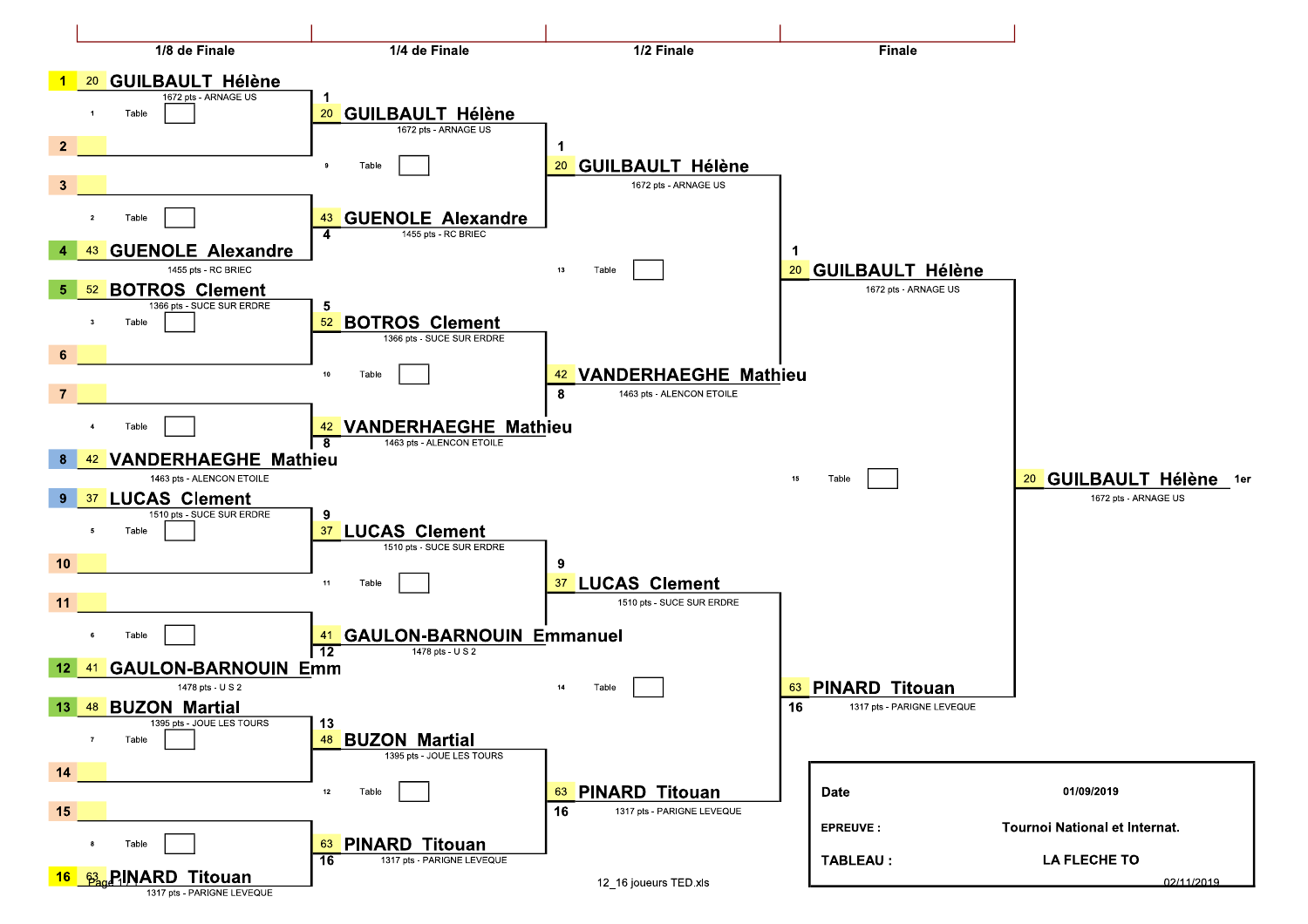| 1/8 de Finale | 1/4 de Finale | 1/2 Finale | Finale |
|---|---|---|---|

## 1/8 de Finale

| Seed | N° | Player | Points - Club | Table |
|---|---|---|---|---|
| 1 | 20 | GUILBAULT Hélène | 1672 pts - ARNAGE US | 1 |
| 2 | | | | |
| 3 | | | | 2 |
| 4 | 43 | GUENOLE Alexandre | 1455 pts - RC BRIEC | |
| 5 | 52 | BOTROS Clement | 1366 pts - SUCE SUR ERDRE | 3 |
| 6 | | | | |
| 7 | | | | 4 |
| 8 | 42 | VANDERHAEGHE Mathieu | 1463 pts - ALENCON ETOILE | |
| 9 | 37 | LUCAS Clement | 1510 pts - SUCE SUR ERDRE | 5 |
| 10 | | | | |
| 11 | | | | 6 |
| 12 | 41 | GAULON-BARNOUIN Emm | 1478 pts - U S 2 | |
| 13 | 48 | BUZON Martial | 1395 pts - JOUE LES TOURS | 7 |
| 14 | | | | |
| 15 | | | | 8 |
| 16 | 63 | PINARD Titouan | 1317 pts - PARIGNE LEVEQUE | |

## 1/4 de Finale

| Seed | N° | Player | Points - Club | Table |
|---|---|---|---|---|
| 1 | 20 | GUILBAULT Hélène | 1672 pts - ARNAGE US | 9 |
| 4 | 43 | GUENOLE Alexandre | 1455 pts - RC BRIEC | |
| 5 | 52 | BOTROS Clement | 1366 pts - SUCE SUR ERDRE | 10 |
| 8 | 42 | VANDERHAEGHE Mathieu | 1463 pts - ALENCON ETOILE | |
| 9 | 37 | LUCAS Clement | 1510 pts - SUCE SUR ERDRE | 11 |
| 12 | 41 | GAULON-BARNOUIN Emmanuel | 1478 pts - U S 2 | |
| 13 | 48 | BUZON Martial | 1395 pts - JOUE LES TOURS | 12 |
| 16 | 63 | PINARD Titouan | 1317 pts - PARIGNE LEVEQUE | |

## 1/2 Finale

| Seed | N° | Player | Points - Club | Table |
|---|---|---|---|---|
| 1 | 20 | GUILBAULT Hélène | 1672 pts - ARNAGE US | 13 |
| 8 | 42 | VANDERHAEGHE Mathieu | 1463 pts - ALENCON ETOILE | |
| 9 | 37 | LUCAS Clement | 1510 pts - SUCE SUR ERDRE | 14 |
| 16 | 63 | PINARD Titouan | 1317 pts - PARIGNE LEVEQUE | |

## Finale

| Seed | N° | Player | Points - Club | Table |
|---|---|---|---|---|
| 1 | 20 | GUILBAULT Hélène | 1672 pts - ARNAGE US | 15 |
| 16 | 63 | PINARD Titouan | 1317 pts - PARIGNE LEVEQUE | |

**Vainqueur :** 20 GUILBAULT Hélène — 1er — 1672 pts - ARNAGE US

| | |
|---|---|
| Date | 01/09/2019 |
| EPREUVE : | Tournoi National et Internat. |
| TABLEAU : | LA FLECHE TO |

12_16 joueurs TED.xls

02/11/2019